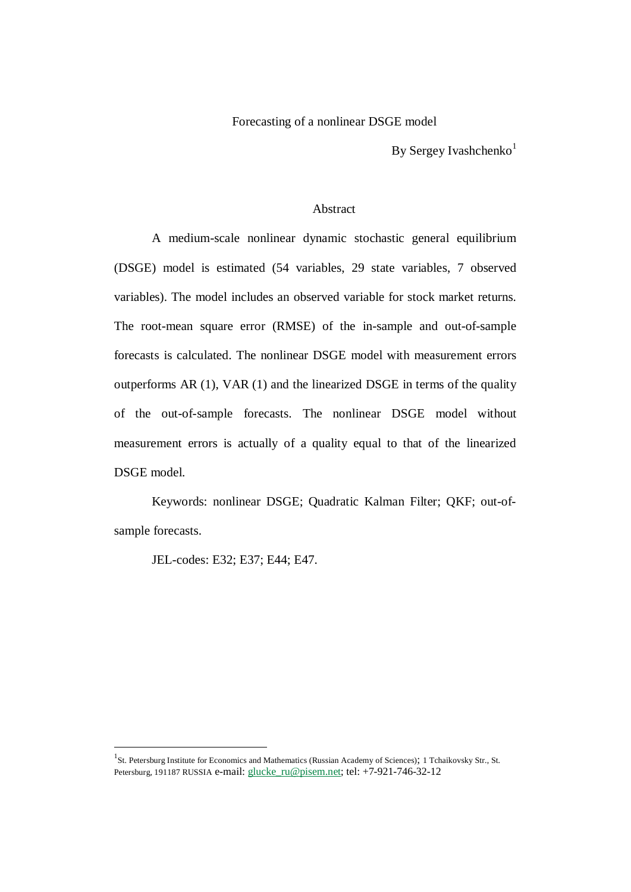# Forecasting of a nonlinear DSGE model

By Sergey Ivashchenko[1]

## Abstract

A medium-scale nonlinear dynamic stochastic general equilibrium (DSGE) model is estimated (54 variables, 29 state variables, 7 observed variables). The model includes an observed variable for stock market returns. The root-mean square error (RMSE) of the in-sample and out-of-sample forecasts is calculated. The nonlinear DSGE model with measurement errors outperforms AR (1), VAR (1) and the linearized DSGE in terms of the quality of the out-of-sample forecasts. The nonlinear DSGE model without measurement errors is actually of a quality equal to that of the linearized DSGE model.

Keywords: nonlinear DSGE; Quadratic Kalman Filter; QKF; out-of-sample forecasts.

JEL-codes: E32; E37; E44; E47.

[1] St. Petersburg Institute for Economics and Mathematics (Russian Academy of Sciences); 1 Tchaikovsky Str., St. Petersburg, 191187 RUSSIA e-mail: glucke_ru@pisem.net; tel: +7-921-746-32-12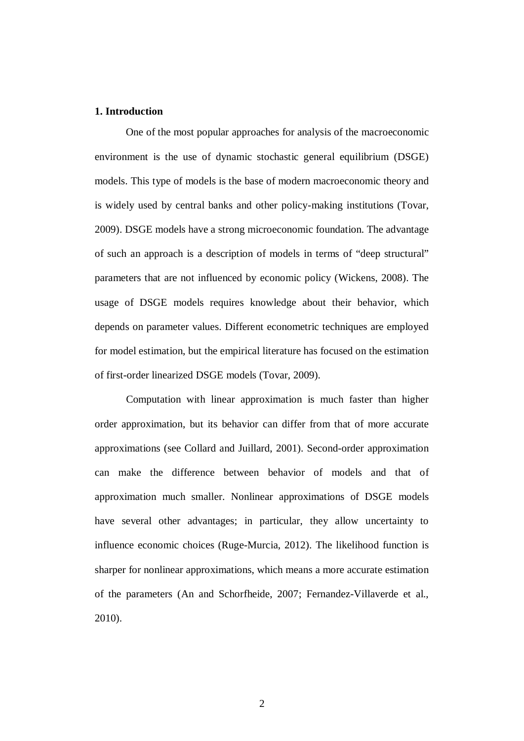## 1. Introduction

One of the most popular approaches for analysis of the macroeconomic environment is the use of dynamic stochastic general equilibrium (DSGE) models. This type of models is the base of modern macroeconomic theory and is widely used by central banks and other policy-making institutions (Tovar, 2009). DSGE models have a strong microeconomic foundation. The advantage of such an approach is a description of models in terms of "deep structural" parameters that are not influenced by economic policy (Wickens, 2008). The usage of DSGE models requires knowledge about their behavior, which depends on parameter values. Different econometric techniques are employed for model estimation, but the empirical literature has focused on the estimation of first-order linearized DSGE models (Tovar, 2009).

Computation with linear approximation is much faster than higher order approximation, but its behavior can differ from that of more accurate approximations (see Collard and Juillard, 2001). Second-order approximation can make the difference between behavior of models and that of approximation much smaller. Nonlinear approximations of DSGE models have several other advantages; in particular, they allow uncertainty to influence economic choices (Ruge-Murcia, 2012). The likelihood function is sharper for nonlinear approximations, which means a more accurate estimation of the parameters (An and Schorfheide, 2007; Fernandez-Villaverde et al., 2010).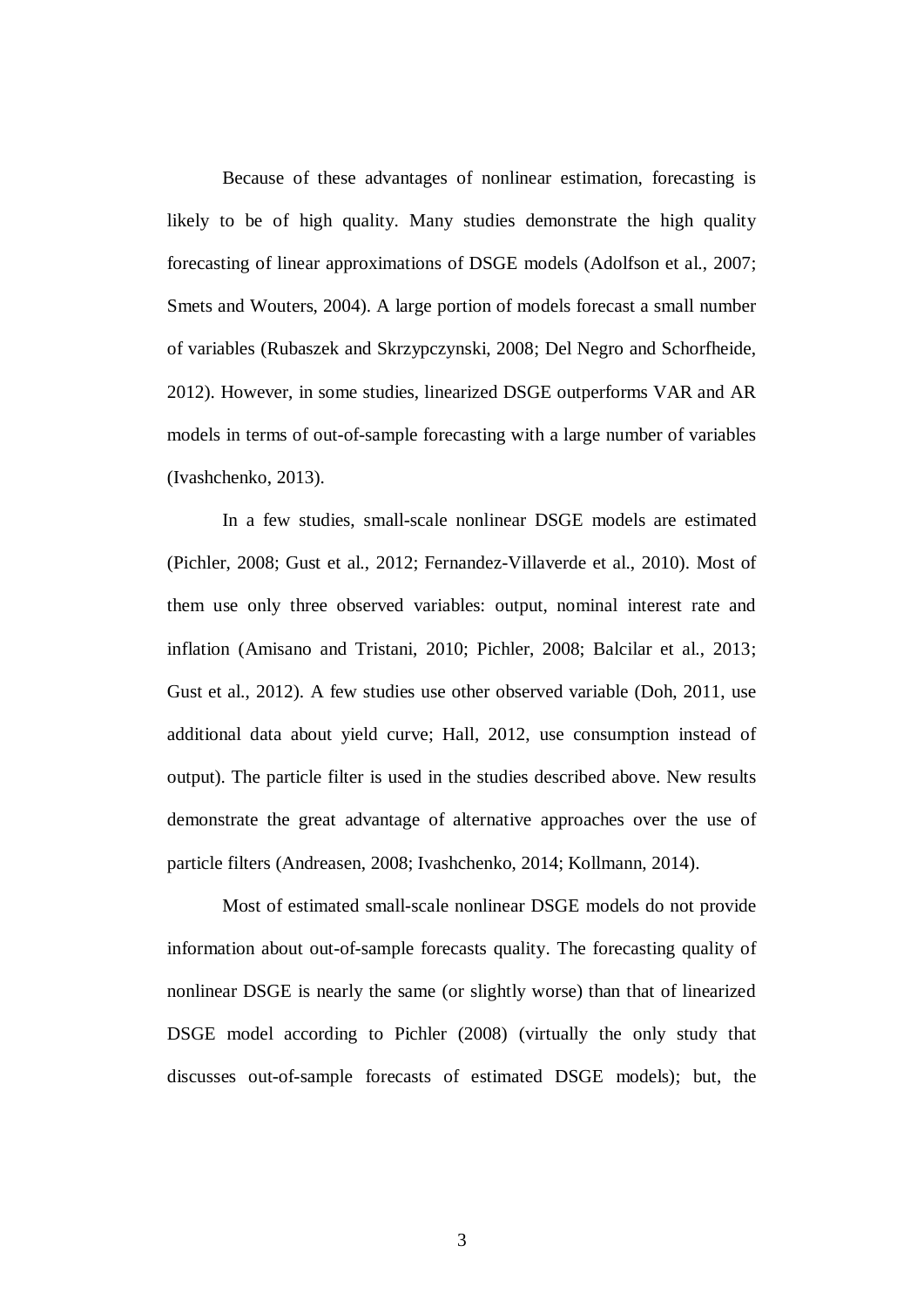Because of these advantages of nonlinear estimation, forecasting is likely to be of high quality. Many studies demonstrate the high quality forecasting of linear approximations of DSGE models (Adolfson et al., 2007; Smets and Wouters, 2004). A large portion of models forecast a small number of variables (Rubaszek and Skrzypczynski, 2008; Del Negro and Schorfheide, 2012). However, in some studies, linearized DSGE outperforms VAR and AR models in terms of out-of-sample forecasting with a large number of variables (Ivashchenko, 2013).

In a few studies, small-scale nonlinear DSGE models are estimated (Pichler, 2008; Gust et al., 2012; Fernandez-Villaverde et al., 2010). Most of them use only three observed variables: output, nominal interest rate and inflation (Amisano and Tristani, 2010; Pichler, 2008; Balcilar et al., 2013; Gust et al., 2012). A few studies use other observed variable (Doh, 2011, use additional data about yield curve; Hall, 2012, use consumption instead of output). The particle filter is used in the studies described above. New results demonstrate the great advantage of alternative approaches over the use of particle filters (Andreasen, 2008; Ivashchenko, 2014; Kollmann, 2014).

Most of estimated small-scale nonlinear DSGE models do not provide information about out-of-sample forecasts quality. The forecasting quality of nonlinear DSGE is nearly the same (or slightly worse) than that of linearized DSGE model according to Pichler (2008) (virtually the only study that discusses out-of-sample forecasts of estimated DSGE models); but, the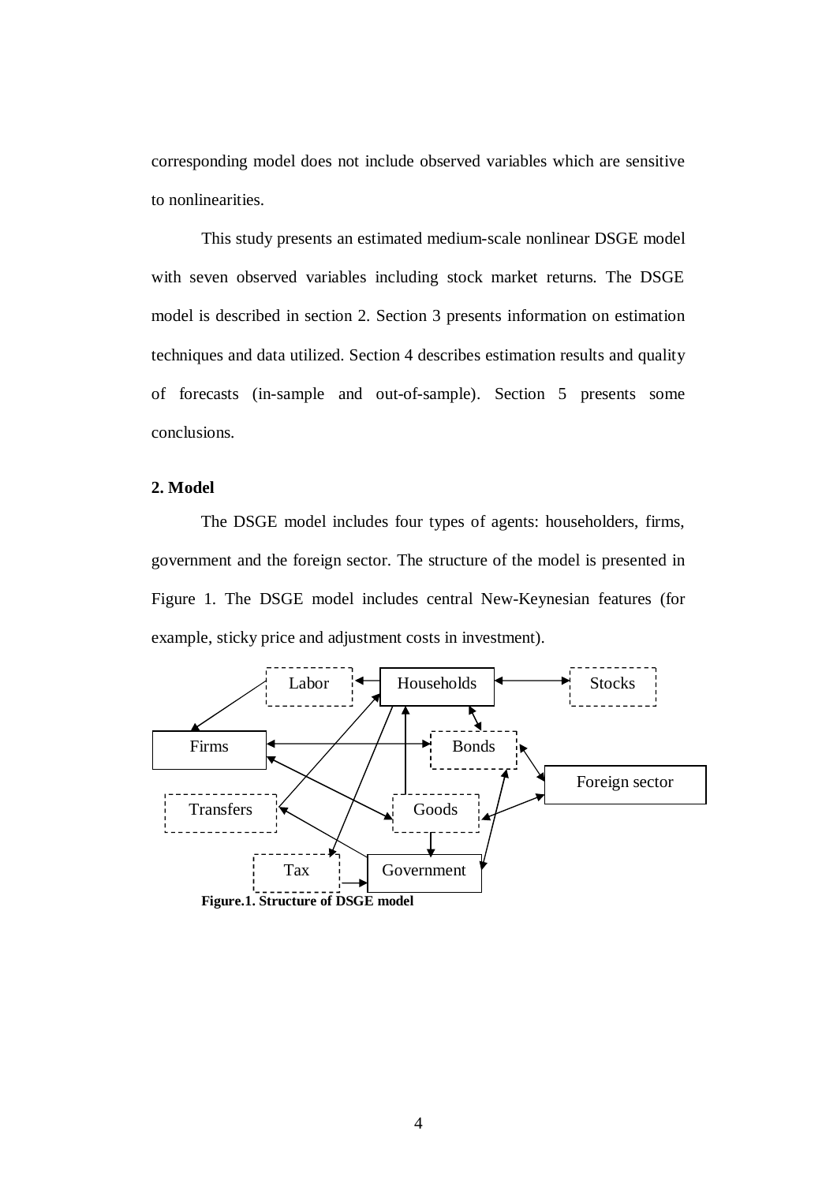corresponding model does not include observed variables which are sensitive to nonlinearities.

This study presents an estimated medium-scale nonlinear DSGE model with seven observed variables including stock market returns. The DSGE model is described in section 2. Section 3 presents information on estimation techniques and data utilized. Section 4 describes estimation results and quality of forecasts (in-sample and out-of-sample). Section 5 presents some conclusions.

## 2. Model

The DSGE model includes four types of agents: householders, firms, government and the foreign sector. The structure of the model is presented in Figure 1. The DSGE model includes central New-Keynesian features (for example, sticky price and adjustment costs in investment).

Labor, Households, Stocks, Firms, Bonds, Foreign sector, Transfers, Goods, Tax, Government

**Figure.1. Structure of DSGE model**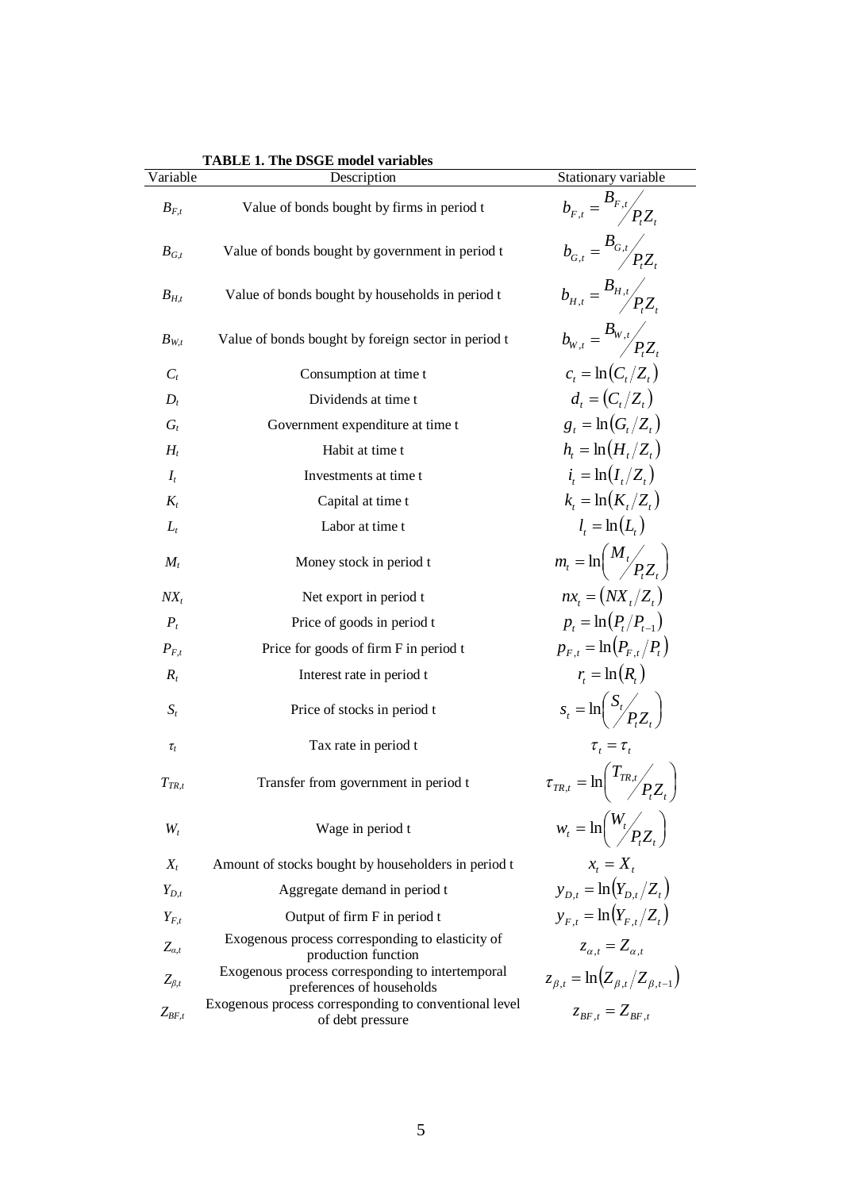**TABLE 1. The DSGE model variables**

| Variable | Description | Stationary variable |
|---|---|---|
| $B_{F,t}$ | Value of bonds bought by firms in period t | $b_{F,t} = B_{F,t} / P_t Z_t$ |
| $B_{G,t}$ | Value of bonds bought by government in period t | $b_{G,t} = B_{G,t} / P_t Z_t$ |
| $B_{H,t}$ | Value of bonds bought by households in period t | $b_{H,t} = B_{H,t} / P_t Z_t$ |
| $B_{W,t}$ | Value of bonds bought by foreign sector in period t | $b_{W,t} = B_{W,t} / P_t Z_t$ |
| $C_t$ | Consumption at time t | $c_t = \ln(C_t / Z_t)$ |
| $D_t$ | Dividends at time t | $d_t = (C_t / Z_t)$ |
| $G_t$ | Government expenditure at time t | $g_t = \ln(G_t / Z_t)$ |
| $H_t$ | Habit at time t | $h_t = \ln(H_t / Z_t)$ |
| $I_t$ | Investments at time t | $i_t = \ln(I_t / Z_t)$ |
| $K_t$ | Capital at time t | $k_t = \ln(K_t / Z_t)$ |
| $L_t$ | Labor at time t | $l_t = \ln(L_t)$ |
| $M_t$ | Money stock in period t | $m_t = \ln\left( M_t / P_t Z_t \right)$ |
| $NX_t$ | Net export in period t | $nx_t = (NX_t / Z_t)$ |
| $P_t$ | Price of goods in period t | $p_t = \ln(P_t / P_{t-1})$ |
| $P_{F,t}$ | Price for goods of firm F in period t | $p_{F,t} = \ln(P_{F,t} / P_t)$ |
| $R_t$ | Interest rate in period t | $r_t = \ln(R_t)$ |
| $S_t$ | Price of stocks in period t | $s_t = \ln\left( S_t / P_t Z_t \right)$ |
| $\tau_t$ | Tax rate in period t | $\tau_t = \tau_t$ |
| $T_{TR,t}$ | Transfer from government in period t | $\tau_{TR,t} = \ln\left( T_{TR,t} / P_t Z_t \right)$ |
| $W_t$ | Wage in period t | $w_t = \ln\left( W_t / P_t Z_t \right)$ |
| $X_t$ | Amount of stocks bought by householders in period t | $x_t = X_t$ |
| $Y_{D,t}$ | Aggregate demand in period t | $y_{D,t} = \ln(Y_{D,t} / Z_t)$ |
| $Y_{F,t}$ | Output of firm F in period t | $y_{F,t} = \ln(Y_{F,t} / Z_t)$ |
| $Z_{\alpha,t}$ | Exogenous process corresponding to elasticity of production function | $z_{\alpha,t} = Z_{\alpha,t}$ |
| $Z_{\beta,t}$ | Exogenous process corresponding to intertemporal preferences of households | $z_{\beta,t} = \ln(Z_{\beta,t} / Z_{\beta,t-1})$ |
| $Z_{BF,t}$ | Exogenous process corresponding to conventional level of debt pressure | $z_{BF,t} = Z_{BF,t}$ |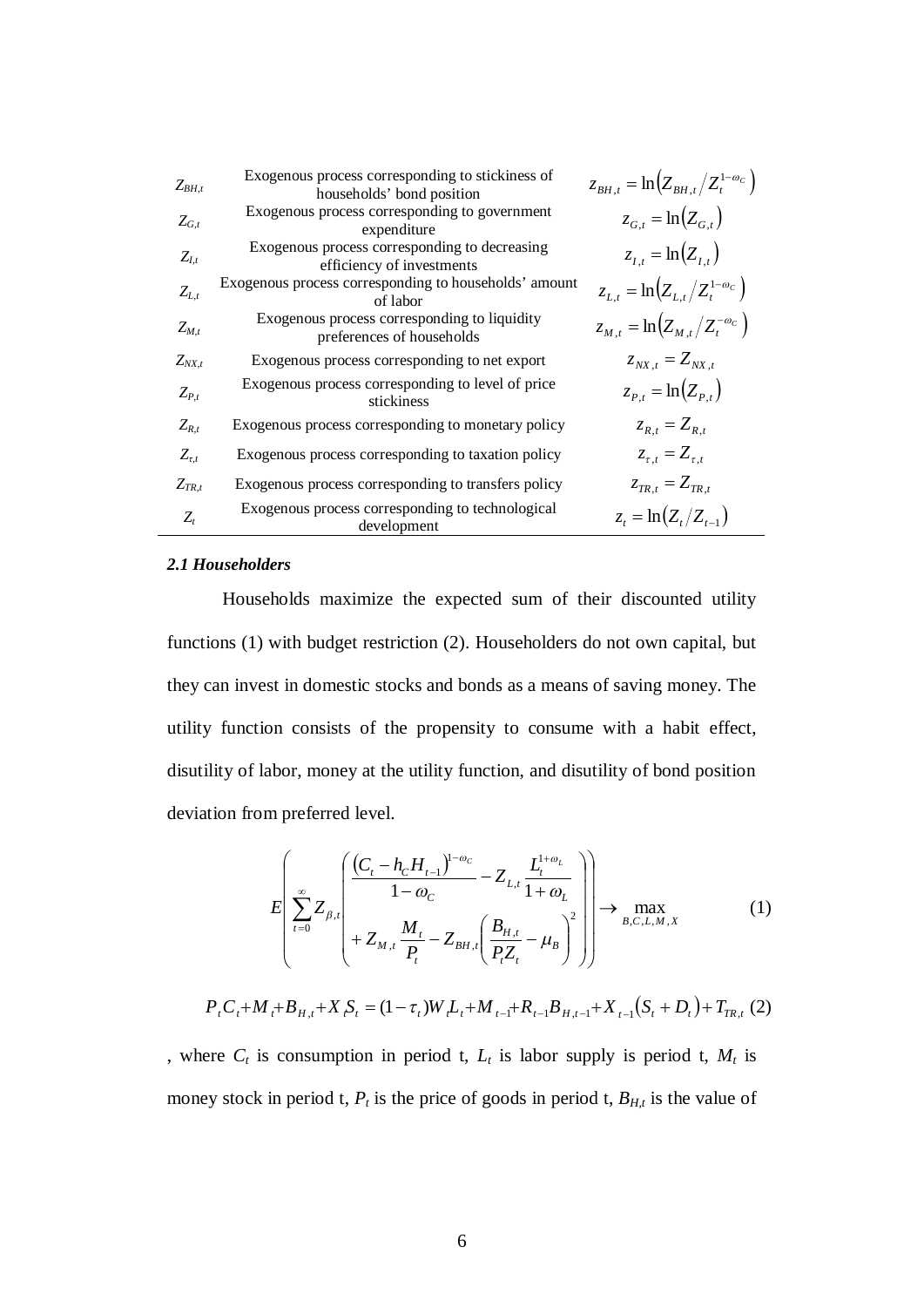| | | |
|---|---|---|
| $Z_{BH,t}$ | Exogenous process corresponding to stickiness of households' bond position | $z_{BH,t} = \ln\left(Z_{BH,t} / Z_t^{1-\omega_C}\right)$ |
| $Z_{G,t}$ | Exogenous process corresponding to government expenditure | $z_{G,t} = \ln\left(Z_{G,t}\right)$ |
| $Z_{I,t}$ | Exogenous process corresponding to decreasing efficiency of investments | $z_{I,t} = \ln\left(Z_{I,t}\right)$ |
| $Z_{L,t}$ | Exogenous process corresponding to households' amount of labor | $z_{L,t} = \ln\left(Z_{L,t} / Z_t^{1-\omega_C}\right)$ |
| $Z_{M,t}$ | Exogenous process corresponding to liquidity preferences of households | $z_{M,t} = \ln\left(Z_{M,t} / Z_t^{-\omega_C}\right)$ |
| $Z_{NX,t}$ | Exogenous process corresponding to net export | $z_{NX,t} = Z_{NX,t}$ |
| $Z_{P,t}$ | Exogenous process corresponding to level of price stickiness | $z_{P,t} = \ln\left(Z_{P,t}\right)$ |
| $Z_{R,t}$ | Exogenous process corresponding to monetary policy | $z_{R,t} = Z_{R,t}$ |
| $Z_{\tau,t}$ | Exogenous process corresponding to taxation policy | $z_{\tau,t} = Z_{\tau,t}$ |
| $Z_{TR,t}$ | Exogenous process corresponding to transfers policy | $z_{TR,t} = Z_{TR,t}$ |
| $Z_t$ | Exogenous process corresponding to technological development | $z_t = \ln\left(Z_t / Z_{t-1}\right)$ |

### *2.1 Householders*

Households maximize the expected sum of their discounted utility functions (1) with budget restriction (2). Householders do not own capital, but they can invest in domestic stocks and bonds as a means of saving money. The utility function consists of the propensity to consume with a habit effect, disutility of labor, money at the utility function, and disutility of bond position deviation from preferred level.

$$E\left(\sum_{t=0}^{\infty} Z_{\beta,t}\left(\begin{array}{l}\dfrac{\left(C_t - h_C H_{t-1}\right)^{1-\omega_C}}{1-\omega_C} - Z_{L,t}\dfrac{L_t^{1+\omega_L}}{1+\omega_L} \\ + Z_{M,t}\dfrac{M_t}{P_t} - Z_{BH,t}\left(\dfrac{B_{H,t}}{P_t Z_t} - \mu_B\right)^2\end{array}\right)\right) \rightarrow \max_{B,C,L,M,X} \tag{1}$$

$$P_t C_t + M_t + B_{H,t} + X_t S_t = (1-\tau_t) W_t L_t + M_{t-1} + R_{t-1} B_{H,t-1} + X_{t-1}\left(S_t + D_t\right) + T_{TR,t} \tag{2}$$

, where $C_t$ is consumption in period t, $L_t$ is labor supply is period t, $M_t$ is money stock in period t, $P_t$ is the price of goods in period t, $B_{H,t}$ is the value of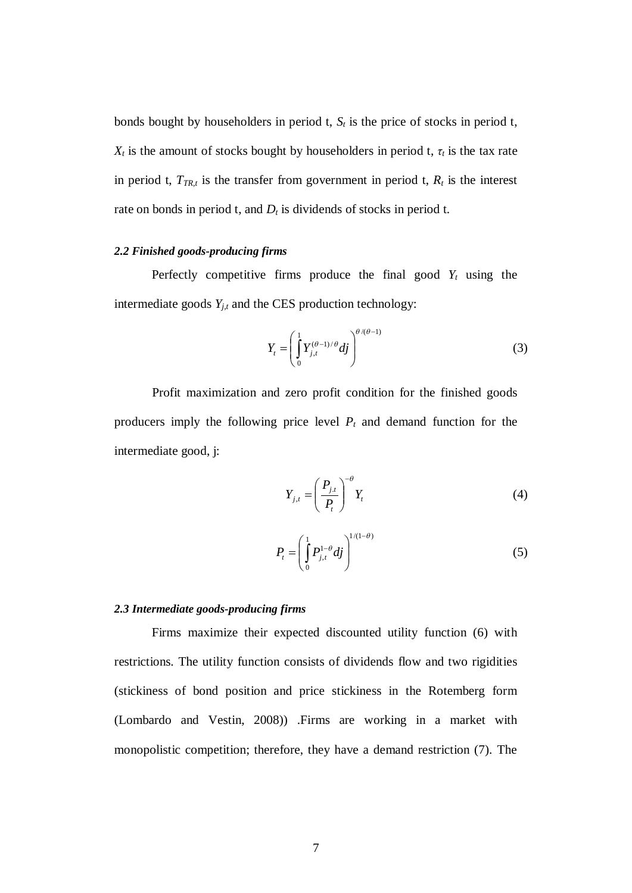bonds bought by householders in period t, $S_t$ is the price of stocks in period t, $X_t$ is the amount of stocks bought by households in period t, $\tau_t$ is the tax rate in period t, $T_{TR,t}$ is the transfer from government in period t, $R_t$ is the interest rate on bonds in period t, and $D_t$ is dividends of stocks in period t.

### *2.2 Finished goods-producing firms*

Perfectly competitive firms produce the final good $Y_t$ using the intermediate goods $Y_{j,t}$ and the CES production technology:

$$Y_t = \left( \int_0^1 Y_{j,t}^{(\theta-1)/\theta} dj \right)^{\theta/(\theta-1)} \tag{3}$$

Profit maximization and zero profit condition for the finished goods producers imply the following price level $P_t$ and demand function for the intermediate good, j:

$$Y_{j,t} = \left( \frac{P_{j,t}}{P_t} \right)^{-\theta} Y_t \tag{4}$$

$$P_t = \left( \int_0^1 P_{j,t}^{1-\theta} dj \right)^{1/(1-\theta)} \tag{5}$$

### *2.3 Intermediate goods-producing firms*

Firms maximize their expected discounted utility function (6) with restrictions. The utility function consists of dividends flow and two rigidities (stickiness of bond position and price stickiness in the Rotemberg form (Lombardo and Vestin, 2008)) .Firms are working in a market with monopolistic competition; therefore, they have a demand restriction (7). The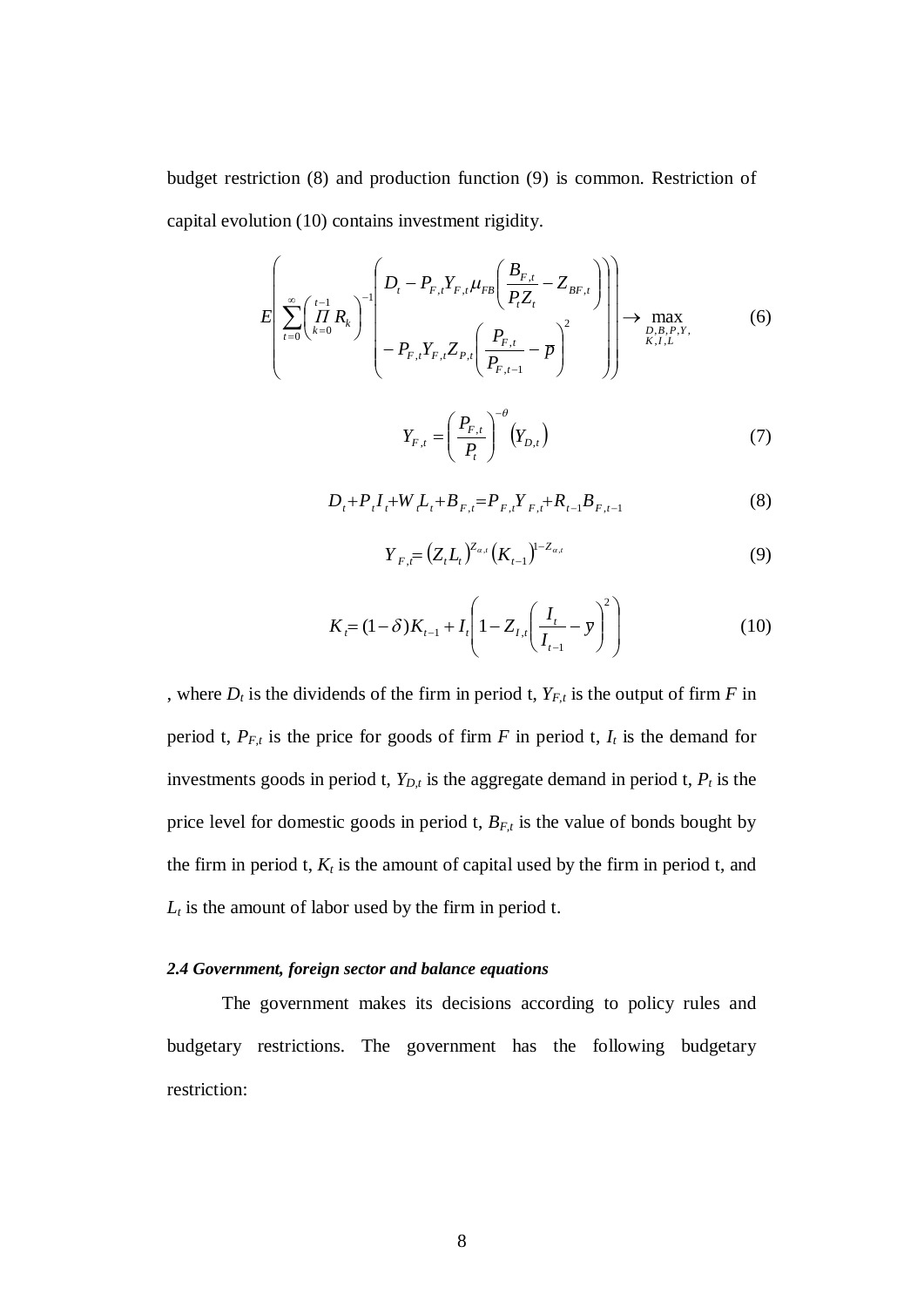budget restriction (8) and production function (9) is common. Restriction of capital evolution (10) contains investment rigidity.

$$E\left(\sum_{t=0}^{\infty}\left(\prod_{k=0}^{t-1} R_k\right)^{-1}\left(\begin{array}{l} D_t - P_{F,t}Y_{F,t}\mu_{FB}\left(\dfrac{B_{F,t}}{P_t Z_t} - Z_{BF,t}\right) \\ - P_{F,t}Y_{F,t}Z_{P,t}\left(\dfrac{P_{F,t}}{P_{F,t-1}} - \overline{p}\right)^2 \end{array}\right)\right) \rightarrow \max_{\substack{D,B,P,Y,\\K,I,L}} \tag{6}$$

$$Y_{F,t} = \left(\frac{P_{F,t}}{P_t}\right)^{-\theta}\left(Y_{D,t}\right) \tag{7}$$

$$D_t + P_t I_t + W_t L_t + B_{F,t} = P_{F,t}Y_{F,t} + R_{t-1}B_{F,t-1} \tag{8}$$

$$Y_{F,t} = \left(Z_t L_t\right)^{Z_{\alpha,t}}\left(K_{t-1}\right)^{1-Z_{\alpha,t}} \tag{9}$$

$$K_t = (1-\delta)K_{t-1} + I_t\left(1 - Z_{I,t}\left(\frac{I_t}{I_{t-1}} - \overline{y}\right)^2\right) \tag{10}$$

, where $D_t$ is the dividends of the firm in period t, $Y_{F,t}$ is the output of firm $F$ in period t, $P_{F,t}$ is the price for goods of firm $F$ in period t, $I_t$ is the demand for investments goods in period t, $Y_{D,t}$ is the aggregate demand in period t, $P_t$ is the price level for domestic goods in period t, $B_{F,t}$ is the value of bonds bought by the firm in period t, $K_t$ is the amount of capital used by the firm in period t, and $L_t$ is the amount of labor used by the firm in period t.

### *2.4 Government, foreign sector and balance equations*

The government makes its decisions according to policy rules and budgetary restrictions. The government has the following budgetary restriction: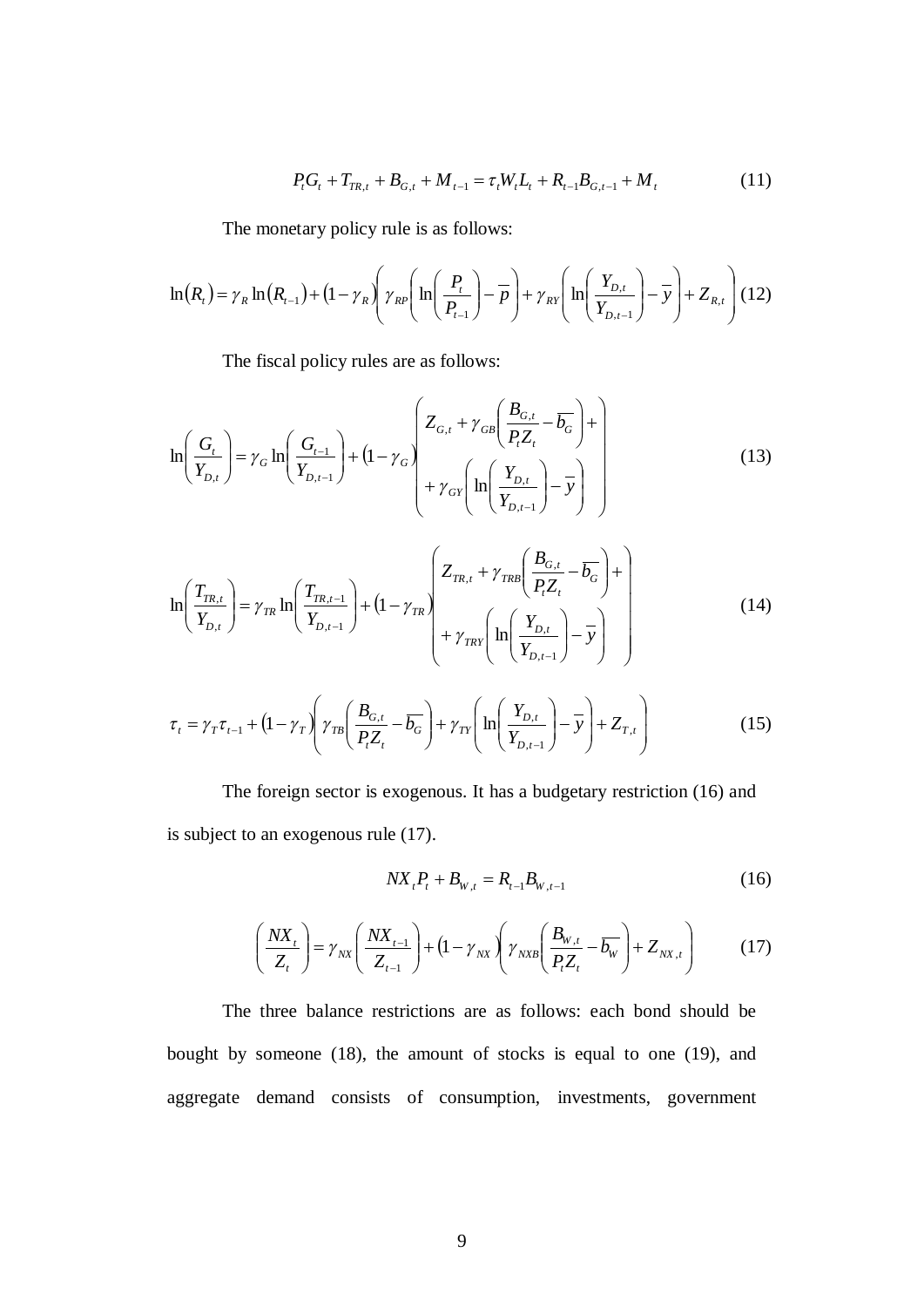$$P_t G_t + T_{TR,t} + B_{G,t} + M_{t-1} = \tau_t W_t L_t + R_{t-1} B_{G,t-1} + M_t \tag{11}$$

The monetary policy rule is as follows:

$$\ln(R_t) = \gamma_R \ln(R_{t-1}) + (1-\gamma_R)\left( \gamma_{RP}\left( \ln\left(\frac{P_t}{P_{t-1}}\right) - \overline{p} \right) + \gamma_{RY}\left( \ln\left(\frac{Y_{D,t}}{Y_{D,t-1}}\right) - \overline{y} \right) + Z_{R,t} \right) \tag{12}$$

The fiscal policy rules are as follows:

$$\ln\left(\frac{G_t}{Y_{D,t}}\right) = \gamma_G \ln\left(\frac{G_{t-1}}{Y_{D,t-1}}\right) + (1-\gamma_G)\left( \begin{array}{l} Z_{G,t} + \gamma_{GB}\left(\dfrac{B_{G,t}}{P_t Z_t} - \overline{b_G}\right) + \\ + \gamma_{GY}\left( \ln\left(\dfrac{Y_{D,t}}{Y_{D,t-1}}\right) - \overline{y} \right) \end{array} \right) \tag{13}$$

$$\ln\left(\frac{T_{TR,t}}{Y_{D,t}}\right) = \gamma_{TR} \ln\left(\frac{T_{TR,t-1}}{Y_{D,t-1}}\right) + (1-\gamma_{TR})\left( \begin{array}{l} Z_{TR,t} + \gamma_{TRB}\left(\dfrac{B_{G,t}}{P_t Z_t} - \overline{b_G}\right) + \\ + \gamma_{TRY}\left( \ln\left(\dfrac{Y_{D,t}}{Y_{D,t-1}}\right) - \overline{y} \right) \end{array} \right) \tag{14}$$

$$\tau_t = \gamma_T \tau_{t-1} + (1-\gamma_T)\left( \gamma_{TB}\left(\frac{B_{G,t}}{P_t Z_t} - \overline{b_G}\right) + \gamma_{TY}\left( \ln\left(\frac{Y_{D,t}}{Y_{D,t-1}}\right) - \overline{y} \right) + Z_{T,t} \right) \tag{15}$$

The foreign sector is exogenous. It has a budgetary restriction (16) and is subject to an exogenous rule (17).

$$NX_t P_t + B_{W,t} = R_{t-1} B_{W,t-1} \tag{16}$$

$$\left(\frac{NX_t}{Z_t}\right) = \gamma_{NX}\left(\frac{NX_{t-1}}{Z_{t-1}}\right) + (1-\gamma_{NX})\left( \gamma_{NXB}\left(\frac{B_{W,t}}{P_t Z_t} - \overline{b_W}\right) + Z_{NX,t} \right) \tag{17}$$

The three balance restrictions are as follows: each bond should be bought by someone (18), the amount of stocks is equal to one (19), and aggregate demand consists of consumption, investments, government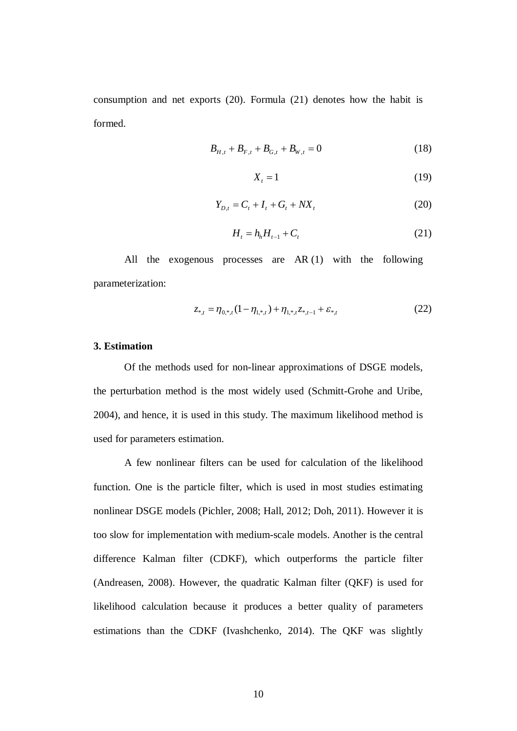consumption and net exports (20). Formula (21) denotes how the habit is formed.

$$B_{H,t} + B_{F,t} + B_{G,t} + B_{W,t} = 0 \tag{18}$$

$$X_t = 1 \tag{19}$$

$$Y_{D,t} = C_t + I_t + G_t + NX_t \tag{20}$$

$$H_t = h_h H_{t-1} + C_t \tag{21}$$

All the exogenous processes are AR (1) with the following parameterization:

$$z_{*,t} = \eta_{0,*,t}(1 - \eta_{1,*,t}) + \eta_{1,*,t} z_{*,t-1} + \varepsilon_{*,t} \tag{22}$$

**3. Estimation**

Of the methods used for non-linear approximations of DSGE models, the perturbation method is the most widely used (Schmitt-Grohe and Uribe, 2004), and hence, it is used in this study. The maximum likelihood method is used for parameters estimation.

A few nonlinear filters can be used for calculation of the likelihood function. One is the particle filter, which is used in most studies estimating nonlinear DSGE models (Pichler, 2008; Hall, 2012; Doh, 2011). However it is too slow for implementation with medium-scale models. Another is the central difference Kalman filter (CDKF), which outperforms the particle filter (Andreasen, 2008). However, the quadratic Kalman filter (QKF) is used for likelihood calculation because it produces a better quality of parameters estimations than the CDKF (Ivashchenko, 2014). The QKF was slightly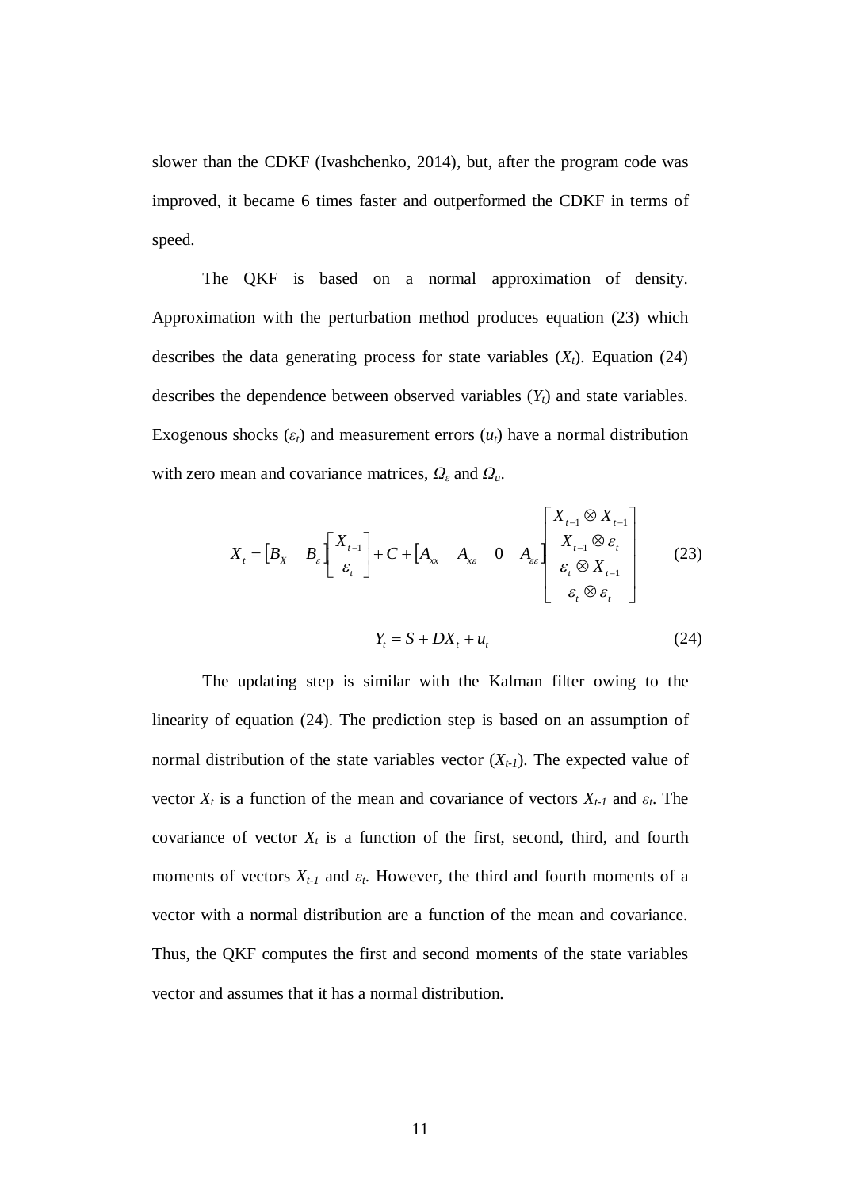slower than the CDKF (Ivashchenko, 2014), but, after the program code was improved, it became 6 times faster and outperformed the CDKF in terms of speed.

The QKF is based on a normal approximation of density. Approximation with the perturbation method produces equation (23) which describes the data generating process for state variables ($X_t$). Equation (24) describes the dependence between observed variables ($Y_t$) and state variables. Exogenous shocks ($\varepsilon_t$) and measurement errors ($u_t$) have a normal distribution with zero mean and covariance matrices, $\Omega_\varepsilon$ and $\Omega_u$.

$$X_t = \begin{bmatrix} B_X & B_\varepsilon \end{bmatrix} \begin{bmatrix} X_{t-1} \\ \varepsilon_t \end{bmatrix} + C + \begin{bmatrix} A_{xx} & A_{x\varepsilon} & 0 & A_{\varepsilon\varepsilon} \end{bmatrix} \begin{bmatrix} X_{t-1} \otimes X_{t-1} \\ X_{t-1} \otimes \varepsilon_t \\ \varepsilon_t \otimes X_{t-1} \\ \varepsilon_t \otimes \varepsilon_t \end{bmatrix} \tag{23}$$

$$Y_t = S + DX_t + u_t \tag{24}$$

The updating step is similar with the Kalman filter owing to the linearity of equation (24). The prediction step is based on an assumption of normal distribution of the state variables vector ($X_{t-1}$). The expected value of vector $X_t$ is a function of the mean and covariance of vectors $X_{t-1}$ and $\varepsilon_t$. The covariance of vector $X_t$ is a function of the first, second, third, and fourth moments of vectors $X_{t-1}$ and $\varepsilon_t$. However, the third and fourth moments of a vector with a normal distribution are a function of the mean and covariance. Thus, the QKF computes the first and second moments of the state variables vector and assumes that it has a normal distribution.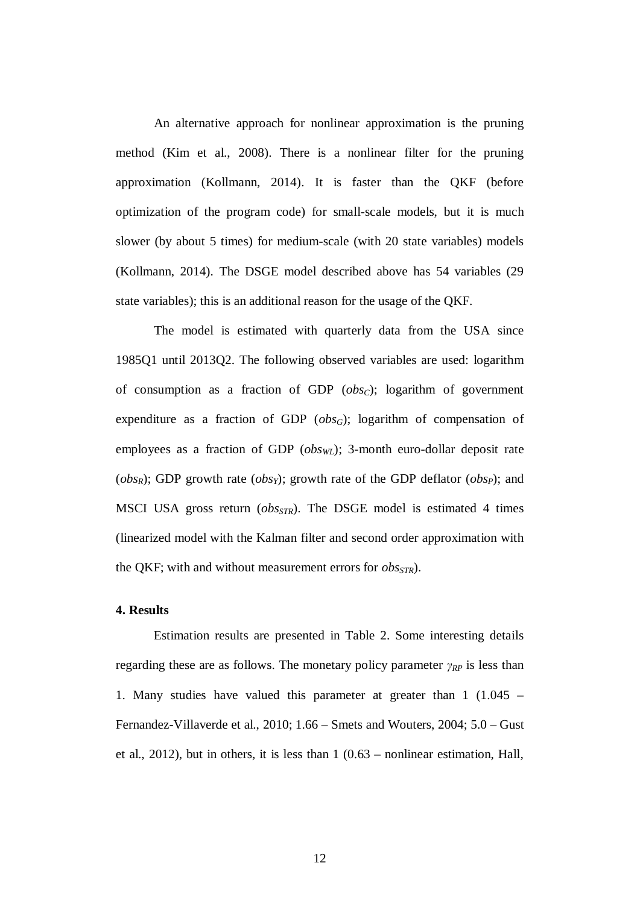An alternative approach for nonlinear approximation is the pruning method (Kim et al., 2008). There is a nonlinear filter for the pruning approximation (Kollmann, 2014). It is faster than the QKF (before optimization of the program code) for small-scale models, but it is much slower (by about 5 times) for medium-scale (with 20 state variables) models (Kollmann, 2014). The DSGE model described above has 54 variables (29 state variables); this is an additional reason for the usage of the QKF.

The model is estimated with quarterly data from the USA since 1985Q1 until 2013Q2. The following observed variables are used: logarithm of consumption as a fraction of GDP ($obs_C$); logarithm of government expenditure as a fraction of GDP ($obs_G$); logarithm of compensation of employees as a fraction of GDP ($obs_{WL}$); 3-month euro-dollar deposit rate ($obs_R$); GDP growth rate ($obs_Y$); growth rate of the GDP deflator ($obs_P$); and MSCI USA gross return ($obs_{STR}$). The DSGE model is estimated 4 times (linearized model with the Kalman filter and second order approximation with the QKF; with and without measurement errors for $obs_{STR}$).

**4. Results**

Estimation results are presented in Table 2. Some interesting details regarding these are as follows. The monetary policy parameter $\gamma_{RP}$ is less than 1. Many studies have valued this parameter at greater than 1 (1.045 – Fernandez-Villaverde et al., 2010; 1.66 – Smets and Wouters, 2004; 5.0 – Gust et al., 2012), but in others, it is less than 1 (0.63 – nonlinear estimation, Hall,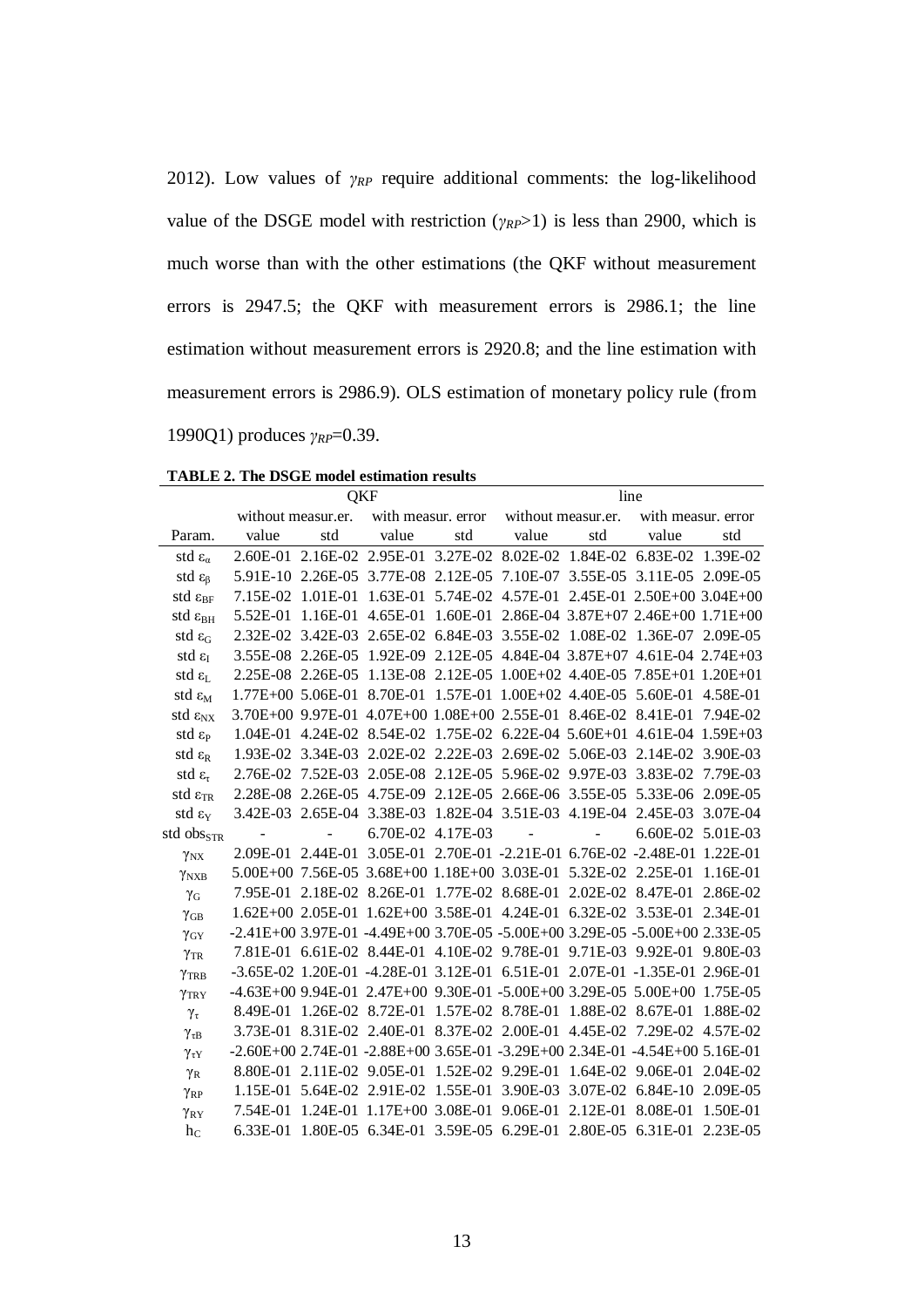2012). Low values of $\gamma_{RP}$ require additional comments: the log-likelihood value of the DSGE model with restriction ($\gamma_{RP}$>1) is less than 2900, which is much worse than with the other estimations (the QKF without measurement errors is 2947.5; the QKF with measurement errors is 2986.1; the line estimation without measurement errors is 2920.8; and the line estimation with measurement errors is 2986.9). OLS estimation of monetary policy rule (from 1990Q1) produces $\gamma_{RP}$=0.39.

**TABLE 2. The DSGE model estimation results**

| | QKF | | | | line | | | |
|---|---|---|---|---|---|---|---|---|
| | without measur.er. | | with measur. error | | without measur.er. | | with measur. error | |
| Param. | value | std | value | std | value | std | value | std |
| std $\varepsilon_{\alpha}$ | 2.60E-01 | 2.16E-02 | 2.95E-01 | 3.27E-02 | 8.02E-02 | 1.84E-02 | 6.83E-02 | 1.39E-02 |
| std $\varepsilon_{\beta}$ | 5.91E-10 | 2.26E-05 | 3.77E-08 | 2.12E-05 | 7.10E-07 | 3.55E-05 | 3.11E-05 | 2.09E-05 |
| std $\varepsilon_{BF}$ | 7.15E-02 | 1.01E-01 | 1.63E-01 | 5.74E-02 | 4.57E-01 | 2.45E-01 | 2.50E+00 | 3.04E+00 |
| std $\varepsilon_{BH}$ | 5.52E-01 | 1.16E-01 | 4.65E-01 | 1.60E-01 | 2.86E-04 | 3.87E+07 | 2.46E+00 | 1.71E+00 |
| std $\varepsilon_{G}$ | 2.32E-02 | 3.42E-03 | 2.65E-02 | 6.84E-03 | 3.55E-02 | 1.08E-02 | 1.36E-07 | 2.09E-05 |
| std $\varepsilon_{I}$ | 3.55E-08 | 2.26E-05 | 1.92E-09 | 2.12E-05 | 4.84E-04 | 3.87E+07 | 4.61E-04 | 2.74E+03 |
| std $\varepsilon_{L}$ | 2.25E-08 | 2.26E-05 | 1.13E-08 | 2.12E-05 | 1.00E+02 | 4.40E-05 | 7.85E+01 | 1.20E+01 |
| std $\varepsilon_{M}$ | 1.77E+00 | 5.06E-01 | 8.70E-01 | 1.57E-01 | 1.00E+02 | 4.40E-05 | 5.60E-01 | 4.58E-01 |
| std $\varepsilon_{NX}$ | 3.70E+00 | 9.97E-01 | 4.07E+00 | 1.08E+00 | 2.55E-01 | 8.46E-02 | 8.41E-01 | 7.94E-02 |
| std $\varepsilon_{P}$ | 1.04E-01 | 4.24E-02 | 8.54E-02 | 1.75E-02 | 6.22E-04 | 5.60E+01 | 4.61E-04 | 1.59E+03 |
| std $\varepsilon_{R}$ | 1.93E-02 | 3.34E-03 | 2.02E-02 | 2.22E-03 | 2.69E-02 | 5.06E-03 | 2.14E-02 | 3.90E-03 |
| std $\varepsilon_{\tau}$ | 2.76E-02 | 7.52E-03 | 2.05E-08 | 2.12E-05 | 5.96E-02 | 9.97E-03 | 3.83E-02 | 7.79E-03 |
| std $\varepsilon_{TR}$ | 2.28E-08 | 2.26E-05 | 4.75E-09 | 2.12E-05 | 2.66E-06 | 3.55E-05 | 5.33E-06 | 2.09E-05 |
| std $\varepsilon_{Y}$ | 3.42E-03 | 2.65E-04 | 3.38E-03 | 1.82E-04 | 3.51E-03 | 4.19E-04 | 2.45E-03 | 3.07E-04 |
| std $obs_{STR}$ | - | - | 6.70E-02 | 4.17E-03 | - | - | 6.60E-02 | 5.01E-03 |
| $\gamma_{NX}$ | 2.09E-01 | 2.44E-01 | 3.05E-01 | 2.70E-01 | -2.21E-01 | 6.76E-02 | -2.48E-01 | 1.22E-01 |
| $\gamma_{NXB}$ | 5.00E+00 | 7.56E-05 | 3.68E+00 | 1.18E+00 | 3.03E-01 | 5.32E-02 | 2.25E-01 | 1.16E-01 |
| $\gamma_{G}$ | 7.95E-01 | 2.18E-02 | 8.26E-01 | 1.77E-02 | 8.68E-01 | 2.02E-02 | 8.47E-01 | 2.86E-02 |
| $\gamma_{GB}$ | 1.62E+00 | 2.05E-01 | 1.62E+00 | 3.58E-01 | 4.24E-01 | 6.32E-02 | 3.53E-01 | 2.34E-01 |
| $\gamma_{GY}$ | -2.41E+00 | 3.97E-01 | -4.49E+00 | 3.70E-05 | -5.00E+00 | 3.29E-05 | -5.00E+00 | 2.33E-05 |
| $\gamma_{TR}$ | 7.81E-01 | 6.61E-02 | 8.44E-01 | 4.10E-02 | 9.78E-01 | 9.71E-03 | 9.92E-01 | 9.80E-03 |
| $\gamma_{TRB}$ | -3.65E-02 | 1.20E-01 | -4.28E-01 | 3.12E-01 | 6.51E-01 | 2.07E-01 | -1.35E-01 | 2.96E-01 |
| $\gamma_{TRY}$ | -4.63E+00 | 9.94E-01 | 2.47E+00 | 9.30E-01 | -5.00E+00 | 3.29E-05 | 5.00E+00 | 1.75E-05 |
| $\gamma_{\tau}$ | 8.49E-01 | 1.26E-02 | 8.72E-01 | 1.57E-02 | 8.78E-01 | 1.88E-02 | 8.67E-01 | 1.88E-02 |
| $\gamma_{\tau B}$ | 3.73E-01 | 8.31E-02 | 2.40E-01 | 8.37E-02 | 2.00E-01 | 4.45E-02 | 7.29E-02 | 4.57E-02 |
| $\gamma_{\tau Y}$ | -2.60E+00 | 2.74E-01 | -2.88E+00 | 3.65E-01 | -3.29E+00 | 2.34E-01 | -4.54E+00 | 5.16E-01 |
| $\gamma_{R}$ | 8.80E-01 | 2.11E-02 | 9.05E-01 | 1.52E-02 | 9.29E-01 | 1.64E-02 | 9.06E-01 | 2.04E-02 |
| $\gamma_{RP}$ | 1.15E-01 | 5.64E-02 | 2.91E-02 | 1.55E-01 | 3.90E-03 | 3.07E-02 | 6.84E-10 | 2.09E-05 |
| $\gamma_{RY}$ | 7.54E-01 | 1.24E-01 | 1.17E+00 | 3.08E-01 | 9.06E-01 | 2.12E-01 | 8.08E-01 | 1.50E-01 |
| $h_{C}$ | 6.33E-01 | 1.80E-05 | 6.34E-01 | 3.59E-05 | 6.29E-01 | 2.80E-05 | 6.31E-01 | 2.23E-05 |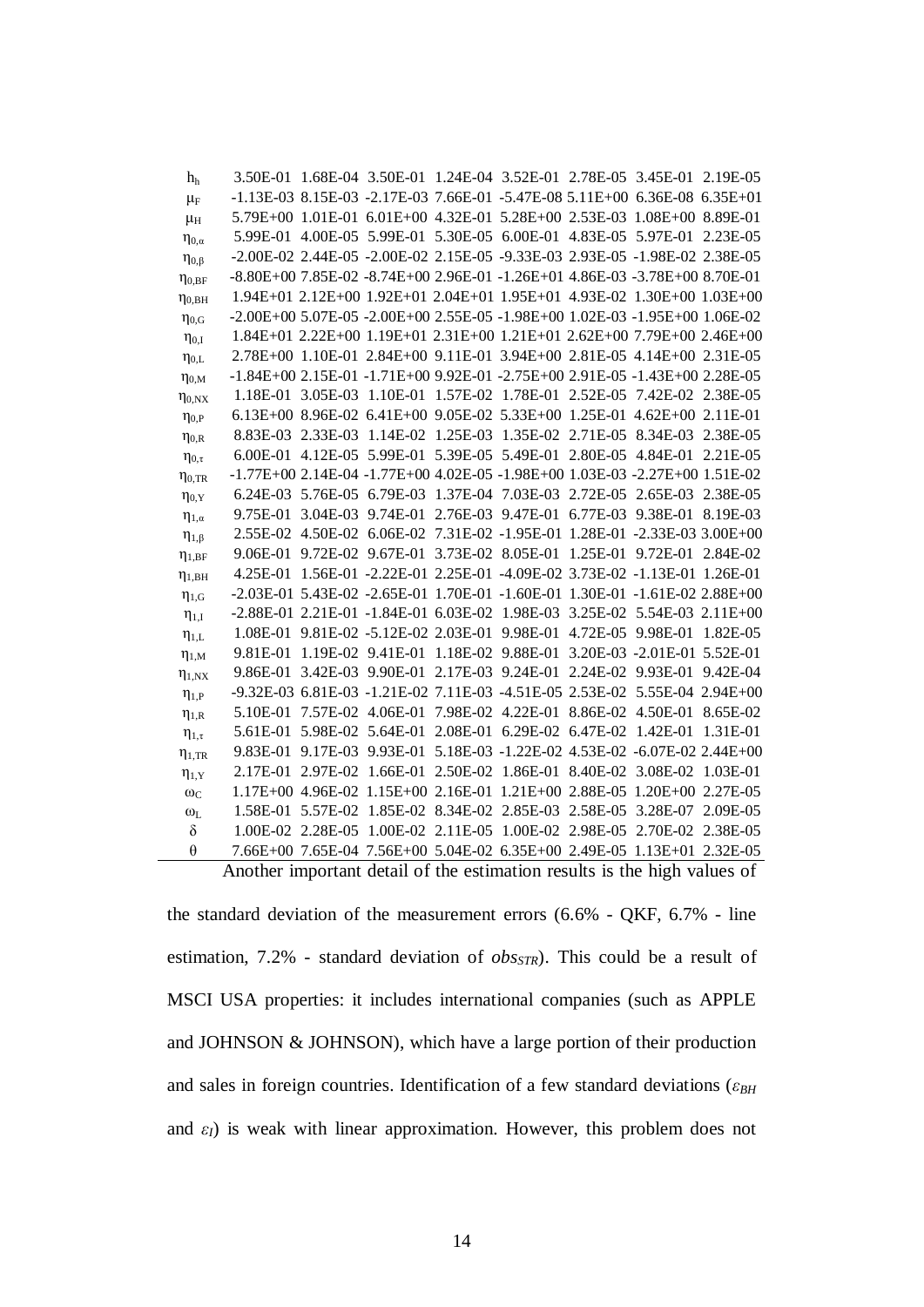| | | | | | | | | |
|---|---|---|---|---|---|---|---|---|
| $h_h$ | 3.50E-01 | 1.68E-04 | 3.50E-01 | 1.24E-04 | 3.52E-01 | 2.78E-05 | 3.45E-01 | 2.19E-05 |
| $\mu_F$ | -1.13E-03 | 8.15E-03 | -2.17E-03 | 7.66E-01 | -5.47E-08 | 5.11E+00 | 6.36E-08 | 6.35E+01 |
| $\mu_H$ | 5.79E+00 | 1.01E-01 | 6.01E+00 | 4.32E-01 | 5.28E+00 | 2.53E-03 | 1.08E+00 | 8.89E-01 |
| $\eta_{0,\alpha}$ | 5.99E-01 | 4.00E-05 | 5.99E-01 | 5.30E-05 | 6.00E-01 | 4.83E-05 | 5.97E-01 | 2.23E-05 |
| $\eta_{0,\beta}$ | -2.00E-02 | 2.44E-05 | -2.00E-02 | 2.15E-05 | -9.33E-03 | 2.93E-05 | -1.98E-02 | 2.38E-05 |
| $\eta_{0,BF}$ | -8.80E+00 | 7.85E-02 | -8.74E+00 | 2.96E-01 | -1.26E+01 | 4.86E-03 | -3.78E+00 | 8.70E-01 |
| $\eta_{0,BH}$ | 1.94E+01 | 2.12E+00 | 1.92E+01 | 2.04E+01 | 1.95E+01 | 4.93E-02 | 1.30E+00 | 1.03E+00 |
| $\eta_{0,G}$ | -2.00E+00 | 5.07E-05 | -2.00E+00 | 2.55E-05 | -1.98E+00 | 1.02E-03 | -1.95E+00 | 1.06E-02 |
| $\eta_{0,I}$ | 1.84E+01 | 2.22E+00 | 1.19E+01 | 2.31E+00 | 1.21E+01 | 2.62E+00 | 7.79E+00 | 2.46E+00 |
| $\eta_{0,L}$ | 2.78E+00 | 1.10E-01 | 2.84E+00 | 9.11E-01 | 3.94E+00 | 2.81E-05 | 4.14E+00 | 2.31E-05 |
| $\eta_{0,M}$ | -1.84E+00 | 2.15E-01 | -1.71E+00 | 9.92E-01 | -2.75E+00 | 2.91E-05 | -1.43E+00 | 2.28E-05 |
| $\eta_{0,NX}$ | 1.18E-01 | 3.05E-03 | 1.10E-01 | 1.57E-02 | 1.78E-01 | 2.52E-05 | 7.42E-02 | 2.38E-05 |
| $\eta_{0,P}$ | 6.13E+00 | 8.96E-02 | 6.41E+00 | 9.05E-02 | 5.33E+00 | 1.25E-01 | 4.62E+00 | 2.11E-01 |
| $\eta_{0,R}$ | 8.83E-03 | 2.33E-03 | 1.14E-02 | 1.25E-03 | 1.35E-02 | 2.71E-05 | 8.34E-03 | 2.38E-05 |
| $\eta_{0,\tau}$ | 6.00E-01 | 4.12E-05 | 5.99E-01 | 5.39E-05 | 5.49E-01 | 2.80E-05 | 4.84E-01 | 2.21E-05 |
| $\eta_{0,TR}$ | -1.77E+00 | 2.14E-04 | -1.77E+00 | 4.02E-05 | -1.98E+00 | 1.03E-03 | -2.27E+00 | 1.51E-02 |
| $\eta_{0,Y}$ | 6.24E-03 | 5.76E-05 | 6.79E-03 | 1.37E-04 | 7.03E-03 | 2.72E-05 | 2.65E-03 | 2.38E-05 |
| $\eta_{1,\alpha}$ | 9.75E-01 | 3.04E-03 | 9.74E-01 | 2.76E-03 | 9.47E-01 | 6.77E-03 | 9.38E-01 | 8.19E-03 |
| $\eta_{1,\beta}$ | 2.55E-02 | 4.50E-02 | 6.06E-02 | 7.31E-02 | -1.95E-01 | 1.28E-01 | -2.33E-03 | 3.00E+00 |
| $\eta_{1,BF}$ | 9.06E-01 | 9.72E-02 | 9.67E-01 | 3.73E-02 | 8.05E-01 | 1.25E-01 | 9.72E-01 | 2.84E-02 |
| $\eta_{1,BH}$ | 4.25E-01 | 1.56E-01 | -2.22E-01 | 2.25E-01 | -4.09E-02 | 3.73E-02 | -1.13E-01 | 1.26E-01 |
| $\eta_{1,G}$ | -2.03E-01 | 5.43E-02 | -2.65E-01 | 1.70E-01 | -1.60E-01 | 1.30E-01 | -1.61E-02 | 2.88E+00 |
| $\eta_{1,I}$ | -2.88E-01 | 2.21E-01 | -1.84E-01 | 6.03E-02 | 1.98E-03 | 3.25E-02 | 5.54E-03 | 2.11E+00 |
| $\eta_{1,L}$ | 1.08E-01 | 9.81E-02 | -5.12E-02 | 2.03E-01 | 9.98E-01 | 4.72E-05 | 9.98E-01 | 1.82E-05 |
| $\eta_{1,M}$ | 9.81E-01 | 1.19E-02 | 9.41E-01 | 1.18E-02 | 9.88E-01 | 3.20E-03 | -2.01E-01 | 5.52E-01 |
| $\eta_{1,NX}$ | 9.86E-01 | 3.42E-03 | 9.90E-01 | 2.17E-03 | 9.24E-01 | 2.24E-02 | 9.93E-01 | 9.42E-04 |
| $\eta_{1,P}$ | -9.32E-03 | 6.81E-03 | -1.21E-02 | 7.11E-03 | -4.51E-05 | 2.53E-02 | 5.55E-04 | 2.94E+00 |
| $\eta_{1,R}$ | 5.10E-01 | 7.57E-02 | 4.06E-01 | 7.98E-02 | 4.22E-01 | 8.86E-02 | 4.50E-01 | 8.65E-02 |
| $\eta_{1,\tau}$ | 5.61E-01 | 5.98E-02 | 5.64E-01 | 2.08E-01 | 6.29E-02 | 6.47E-02 | 1.42E-01 | 1.31E-01 |
| $\eta_{1,TR}$ | 9.83E-01 | 9.17E-03 | 9.93E-01 | 5.18E-03 | -1.22E-02 | 4.53E-02 | -6.07E-02 | 2.44E+00 |
| $\eta_{1,Y}$ | 2.17E-01 | 2.97E-02 | 1.66E-01 | 2.50E-02 | 1.86E-01 | 8.40E-02 | 3.08E-02 | 1.03E-01 |
| $\omega_C$ | 1.17E+00 | 4.96E-02 | 1.15E+00 | 2.16E-01 | 1.21E+00 | 2.88E-05 | 1.20E+00 | 2.27E-05 |
| $\omega_L$ | 1.58E-01 | 5.57E-02 | 1.85E-02 | 8.34E-02 | 2.85E-03 | 2.58E-05 | 3.28E-07 | 2.09E-05 |
| $\delta$ | 1.00E-02 | 2.28E-05 | 1.00E-02 | 2.11E-05 | 1.00E-02 | 2.98E-05 | 2.70E-02 | 2.38E-05 |
| $\theta$ | 7.66E+00 | 7.65E-04 | 7.56E+00 | 5.04E-02 | 6.35E+00 | 2.49E-05 | 1.13E+01 | 2.32E-05 |

Another important detail of the estimation results is the high values of the standard deviation of the measurement errors (6.6% - QKF, 6.7% - line estimation, 7.2% - standard deviation of $obs_{STR}$). This could be a result of MSCI USA properties: it includes international companies (such as APPLE and JOHNSON & JOHNSON), which have a large portion of their production and sales in foreign countries. Identification of a few standard deviations ($\varepsilon_{BH}$ and $\varepsilon_I$) is weak with linear approximation. However, this problem does not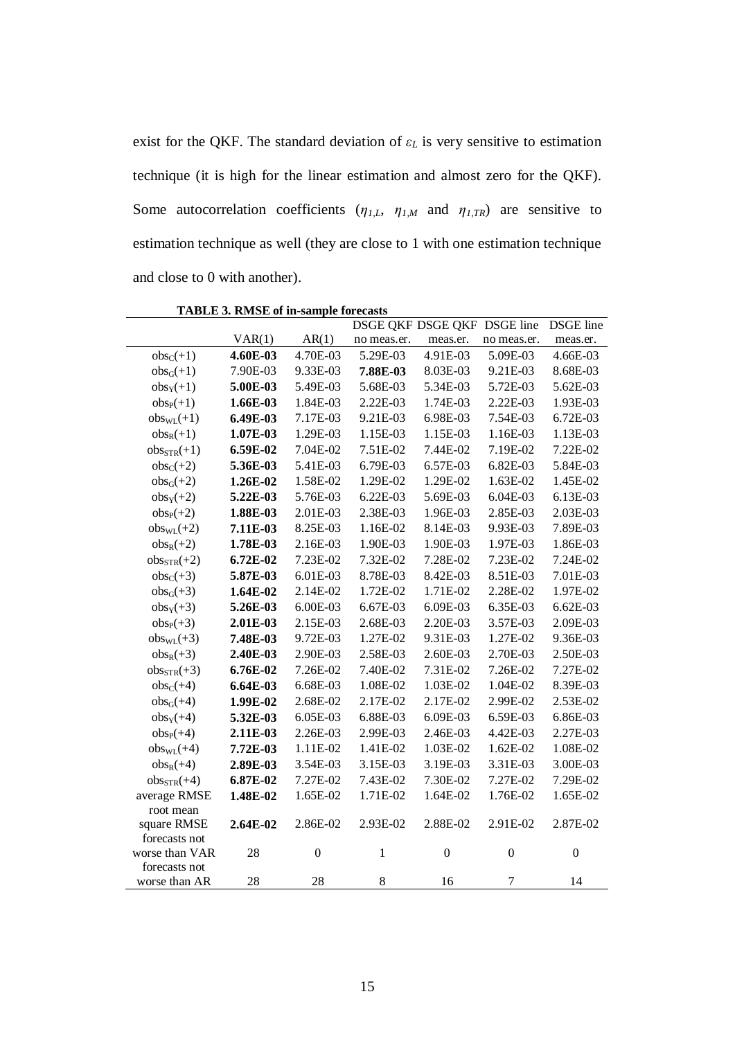exist for the QKF. The standard deviation of $\varepsilon_L$ is very sensitive to estimation technique (it is high for the linear estimation and almost zero for the QKF). Some autocorrelation coefficients ($\eta_{1,L}$, $\eta_{1,M}$ and $\eta_{1,TR}$) are sensitive to estimation technique as well (they are close to 1 with one estimation technique and close to 0 with another).

**TABLE 3. RMSE of in-sample forecasts**

| | VAR(1) | AR(1) | DSGE QKF no meas.er. | DSGE QKF meas.er. | DSGE line no meas.er. | DSGE line meas.er. |
|---|---|---|---|---|---|---|
| $obs_C(+1)$ | **4.60E-03** | 4.70E-03 | 5.29E-03 | 4.91E-03 | 5.09E-03 | 4.66E-03 |
| $obs_G(+1)$ | 7.90E-03 | 9.33E-03 | **7.88E-03** | 8.03E-03 | 9.21E-03 | 8.68E-03 |
| $obs_Y(+1)$ | **5.00E-03** | 5.49E-03 | 5.68E-03 | 5.34E-03 | 5.72E-03 | 5.62E-03 |
| $obs_P(+1)$ | **1.66E-03** | 1.84E-03 | 2.22E-03 | 1.74E-03 | 2.22E-03 | 1.93E-03 |
| $obs_{WL}(+1)$ | **6.49E-03** | 7.17E-03 | 9.21E-03 | 6.98E-03 | 7.54E-03 | 6.72E-03 |
| $obs_R(+1)$ | **1.07E-03** | 1.29E-03 | 1.15E-03 | 1.15E-03 | 1.16E-03 | 1.13E-03 |
| $obs_{STR}(+1)$ | **6.59E-02** | 7.04E-02 | 7.51E-02 | 7.44E-02 | 7.19E-02 | 7.22E-02 |
| $obs_C(+2)$ | **5.36E-03** | 5.41E-03 | 6.79E-03 | 6.57E-03 | 6.82E-03 | 5.84E-03 |
| $obs_G(+2)$ | **1.26E-02** | 1.58E-02 | 1.29E-02 | 1.29E-02 | 1.63E-02 | 1.45E-02 |
| $obs_Y(+2)$ | **5.22E-03** | 5.76E-03 | 6.22E-03 | 5.69E-03 | 6.04E-03 | 6.13E-03 |
| $obs_P(+2)$ | **1.88E-03** | 2.01E-03 | 2.38E-03 | 1.96E-03 | 2.85E-03 | 2.03E-03 |
| $obs_{WL}(+2)$ | **7.11E-03** | 8.25E-03 | 1.16E-02 | 8.14E-03 | 9.93E-03 | 7.89E-03 |
| $obs_R(+2)$ | **1.78E-03** | 2.16E-03 | 1.90E-03 | 1.90E-03 | 1.97E-03 | 1.86E-03 |
| $obs_{STR}(+2)$ | **6.72E-02** | 7.23E-02 | 7.32E-02 | 7.28E-02 | 7.23E-02 | 7.24E-02 |
| $obs_C(+3)$ | **5.87E-03** | 6.01E-03 | 8.78E-03 | 8.42E-03 | 8.51E-03 | 7.01E-03 |
| $obs_G(+3)$ | **1.64E-02** | 2.14E-02 | 1.72E-02 | 1.71E-02 | 2.28E-02 | 1.97E-02 |
| $obs_Y(+3)$ | **5.26E-03** | 6.00E-03 | 6.67E-03 | 6.09E-03 | 6.35E-03 | 6.62E-03 |
| $obs_P(+3)$ | **2.01E-03** | 2.15E-03 | 2.68E-03 | 2.20E-03 | 3.57E-03 | 2.09E-03 |
| $obs_{WL}(+3)$ | **7.48E-03** | 9.72E-03 | 1.27E-02 | 9.31E-03 | 1.27E-02 | 9.36E-03 |
| $obs_R(+3)$ | **2.40E-03** | 2.90E-03 | 2.58E-03 | 2.60E-03 | 2.70E-03 | 2.50E-03 |
| $obs_{STR}(+3)$ | **6.76E-02** | 7.26E-02 | 7.40E-02 | 7.31E-02 | 7.26E-02 | 7.27E-02 |
| $obs_C(+4)$ | **6.64E-03** | 6.68E-03 | 1.08E-02 | 1.03E-02 | 1.04E-02 | 8.39E-03 |
| $obs_G(+4)$ | **1.99E-02** | 2.68E-02 | 2.17E-02 | 2.17E-02 | 2.99E-02 | 2.53E-02 |
| $obs_Y(+4)$ | **5.32E-03** | 6.05E-03 | 6.88E-03 | 6.09E-03 | 6.59E-03 | 6.86E-03 |
| $obs_P(+4)$ | **2.11E-03** | 2.26E-03 | 2.99E-03 | 2.46E-03 | 4.42E-03 | 2.27E-03 |
| $obs_{WL}(+4)$ | **7.72E-03** | 1.11E-02 | 1.41E-02 | 1.03E-02 | 1.62E-02 | 1.08E-02 |
| $obs_R(+4)$ | **2.89E-03** | 3.54E-03 | 3.15E-03 | 3.19E-03 | 3.31E-03 | 3.00E-03 |
| $obs_{STR}(+4)$ | **6.87E-02** | 7.27E-02 | 7.43E-02 | 7.30E-02 | 7.27E-02 | 7.29E-02 |
| average RMSE | **1.48E-02** | 1.65E-02 | 1.71E-02 | 1.64E-02 | 1.76E-02 | 1.65E-02 |
| root mean square RMSE | **2.64E-02** | 2.86E-02 | 2.93E-02 | 2.88E-02 | 2.91E-02 | 2.87E-02 |
| forecasts not worse than VAR | 28 | 0 | 1 | 0 | 0 | 0 |
| forecasts not worse than AR | 28 | 28 | 8 | 16 | 7 | 14 |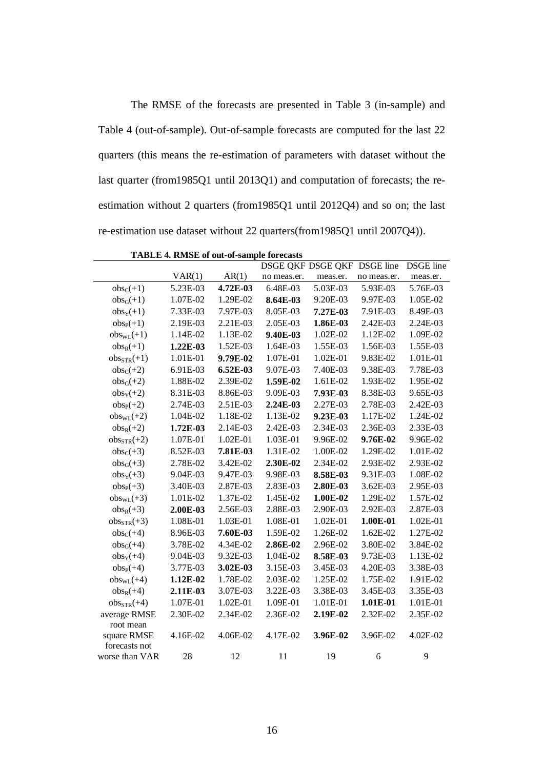The RMSE of the forecasts are presented in Table 3 (in-sample) and Table 4 (out-of-sample). Out-of-sample forecasts are computed for the last 22 quarters (this means the re-estimation of parameters with dataset without the last quarter (from1985Q1 until 2013Q1) and computation of forecasts; the re-estimation without 2 quarters (from1985Q1 until 2012Q4) and so on; the last re-estimation use dataset without 22 quarters(from1985Q1 until 2007Q4)).

**TABLE 4. RMSE of out-of-sample forecasts**

| | VAR(1) | AR(1) | DSGE QKF no meas.er. | DSGE QKF meas.er. | DSGE line no meas.er. | DSGE line meas.er. |
|---|---|---|---|---|---|---|
| $obs_C(+1)$ | 5.23E-03 | **4.72E-03** | 6.48E-03 | 5.03E-03 | 5.93E-03 | 5.76E-03 |
| $obs_G(+1)$ | 1.07E-02 | 1.29E-02 | **8.64E-03** | 9.20E-03 | 9.97E-03 | 1.05E-02 |
| $obs_Y(+1)$ | 7.33E-03 | 7.97E-03 | 8.05E-03 | **7.27E-03** | 7.91E-03 | 8.49E-03 |
| $obs_P(+1)$ | 2.19E-03 | 2.21E-03 | 2.05E-03 | **1.86E-03** | 2.42E-03 | 2.24E-03 |
| $obs_{WL}(+1)$ | 1.14E-02 | 1.13E-02 | **9.40E-03** | 1.02E-02 | 1.12E-02 | 1.09E-02 |
| $obs_R(+1)$ | **1.22E-03** | 1.52E-03 | 1.64E-03 | 1.55E-03 | 1.56E-03 | 1.55E-03 |
| $obs_{STR}(+1)$ | 1.01E-01 | **9.79E-02** | 1.07E-01 | 1.02E-01 | 9.83E-02 | 1.01E-01 |
| $obs_C(+2)$ | 6.91E-03 | **6.52E-03** | 9.07E-03 | 7.40E-03 | 9.38E-03 | 7.78E-03 |
| $obs_G(+2)$ | 1.88E-02 | 2.39E-02 | **1.59E-02** | 1.61E-02 | 1.93E-02 | 1.95E-02 |
| $obs_Y(+2)$ | 8.31E-03 | 8.86E-03 | 9.09E-03 | **7.93E-03** | 8.38E-03 | 9.65E-03 |
| $obs_P(+2)$ | 2.74E-03 | 2.51E-03 | **2.24E-03** | 2.27E-03 | 2.78E-03 | 2.42E-03 |
| $obs_{WL}(+2)$ | 1.04E-02 | 1.18E-02 | 1.13E-02 | **9.23E-03** | 1.17E-02 | 1.24E-02 |
| $obs_R(+2)$ | **1.72E-03** | 2.14E-03 | 2.42E-03 | 2.34E-03 | 2.36E-03 | 2.33E-03 |
| $obs_{STR}(+2)$ | 1.07E-01 | 1.02E-01 | 1.03E-01 | 9.96E-02 | **9.76E-02** | 9.96E-02 |
| $obs_C(+3)$ | 8.52E-03 | **7.81E-03** | 1.31E-02 | 1.00E-02 | 1.29E-02 | 1.01E-02 |
| $obs_G(+3)$ | 2.78E-02 | 3.42E-02 | **2.30E-02** | 2.34E-02 | 2.93E-02 | 2.93E-02 |
| $obs_Y(+3)$ | 9.04E-03 | 9.47E-03 | 9.98E-03 | **8.58E-03** | 9.31E-03 | 1.08E-02 |
| $obs_P(+3)$ | 3.40E-03 | 2.87E-03 | 2.83E-03 | **2.80E-03** | 3.62E-03 | 2.95E-03 |
| $obs_{WL}(+3)$ | 1.01E-02 | 1.37E-02 | 1.45E-02 | **1.00E-02** | 1.29E-02 | 1.57E-02 |
| $obs_R(+3)$ | **2.00E-03** | 2.56E-03 | 2.88E-03 | 2.90E-03 | 2.92E-03 | 2.87E-03 |
| $obs_{STR}(+3)$ | 1.08E-01 | 1.03E-01 | 1.08E-01 | 1.02E-01 | **1.00E-01** | 1.02E-01 |
| $obs_C(+4)$ | 8.96E-03 | **7.60E-03** | 1.59E-02 | 1.26E-02 | 1.62E-02 | 1.27E-02 |
| $obs_G(+4)$ | 3.78E-02 | 4.34E-02 | **2.86E-02** | 2.96E-02 | 3.80E-02 | 3.84E-02 |
| $obs_Y(+4)$ | 9.04E-03 | 9.32E-03 | 1.04E-02 | **8.58E-03** | 9.73E-03 | 1.13E-02 |
| $obs_P(+4)$ | 3.77E-03 | **3.02E-03** | 3.15E-03 | 3.45E-03 | 4.20E-03 | 3.38E-03 |
| $obs_{WL}(+4)$ | **1.12E-02** | 1.78E-02 | 2.03E-02 | 1.25E-02 | 1.75E-02 | 1.91E-02 |
| $obs_R(+4)$ | **2.11E-03** | 3.07E-03 | 3.22E-03 | 3.38E-03 | 3.45E-03 | 3.35E-03 |
| $obs_{STR}(+4)$ | 1.07E-01 | 1.02E-01 | 1.09E-01 | 1.01E-01 | **1.01E-01** | 1.01E-01 |
| average RMSE | 2.30E-02 | 2.34E-02 | 2.36E-02 | **2.19E-02** | 2.32E-02 | 2.35E-02 |
| root mean square RMSE | 4.16E-02 | 4.06E-02 | 4.17E-02 | **3.96E-02** | 3.96E-02 | 4.02E-02 |
| forecasts not worse than VAR | 28 | 12 | 11 | 19 | 6 | 9 |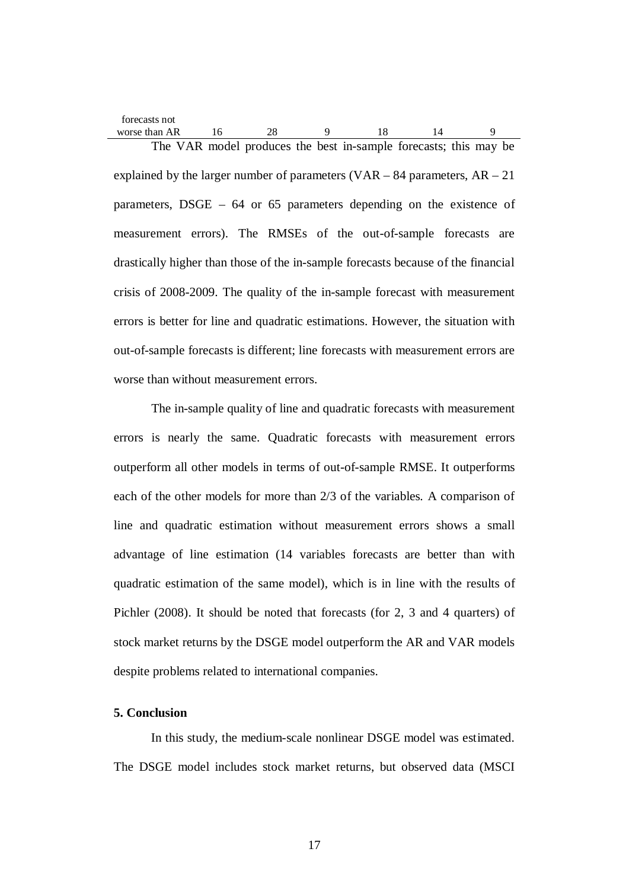| forecasts not worse than AR | 16 | 28 | 9 | 18 | 14 | 9 |
|---|---|---|---|---|---|---|

The VAR model produces the best in-sample forecasts; this may be explained by the larger number of parameters (VAR – 84 parameters, AR – 21 parameters, DSGE – 64 or 65 parameters depending on the existence of measurement errors). The RMSEs of the out-of-sample forecasts are drastically higher than those of the in-sample forecasts because of the financial crisis of 2008-2009. The quality of the in-sample forecast with measurement errors is better for line and quadratic estimations. However, the situation with out-of-sample forecasts is different; line forecasts with measurement errors are worse than without measurement errors.

The in-sample quality of line and quadratic forecasts with measurement errors is nearly the same. Quadratic forecasts with measurement errors outperform all other models in terms of out-of-sample RMSE. It outperforms each of the other models for more than 2/3 of the variables. A comparison of line and quadratic estimation without measurement errors shows a small advantage of line estimation (14 variables forecasts are better than with quadratic estimation of the same model), which is in line with the results of Pichler (2008). It should be noted that forecasts (for 2, 3 and 4 quarters) of stock market returns by the DSGE model outperform the AR and VAR models despite problems related to international companies.

## 5. Conclusion

In this study, the medium-scale nonlinear DSGE model was estimated. The DSGE model includes stock market returns, but observed data (MSCI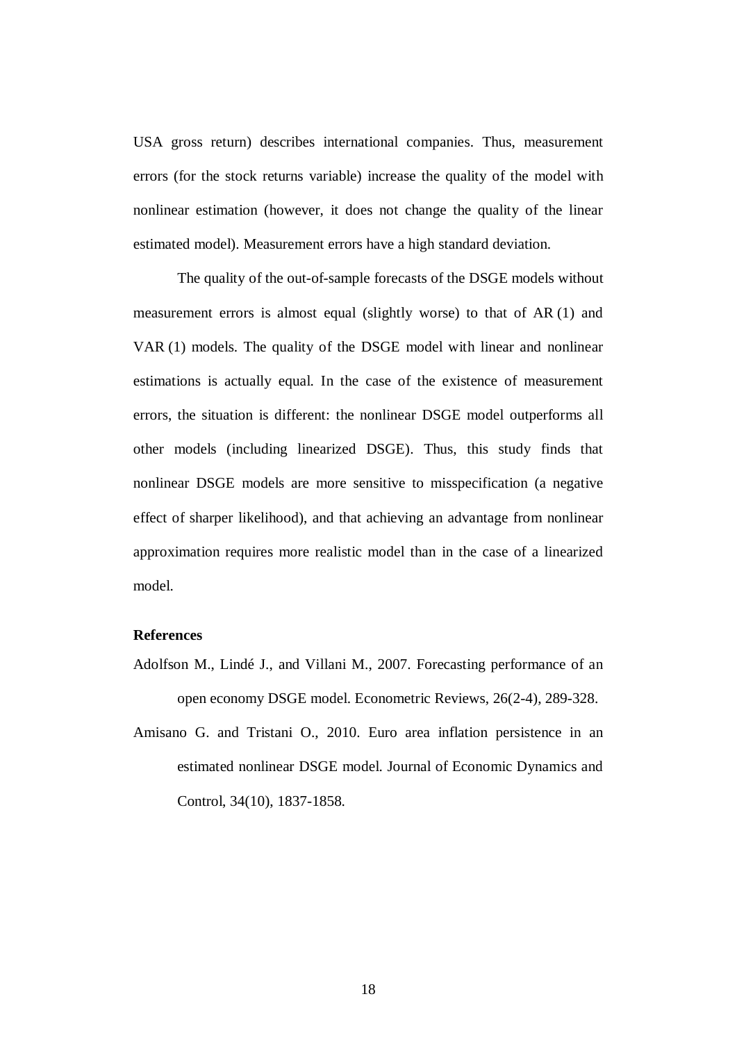USA gross return) describes international companies. Thus, measurement errors (for the stock returns variable) increase the quality of the model with nonlinear estimation (however, it does not change the quality of the linear estimated model). Measurement errors have a high standard deviation.

The quality of the out-of-sample forecasts of the DSGE models without measurement errors is almost equal (slightly worse) to that of AR (1) and VAR (1) models. The quality of the DSGE model with linear and nonlinear estimations is actually equal. In the case of the existence of measurement errors, the situation is different: the nonlinear DSGE model outperforms all other models (including linearized DSGE). Thus, this study finds that nonlinear DSGE models are more sensitive to misspecification (a negative effect of sharper likelihood), and that achieving an advantage from nonlinear approximation requires more realistic model than in the case of a linearized model.

**References**

Adolfson M., Lindé J., and Villani M., 2007. Forecasting performance of an open economy DSGE model. Econometric Reviews, 26(2-4), 289-328.

Amisano G. and Tristani O., 2010. Euro area inflation persistence in an estimated nonlinear DSGE model. Journal of Economic Dynamics and Control, 34(10), 1837-1858.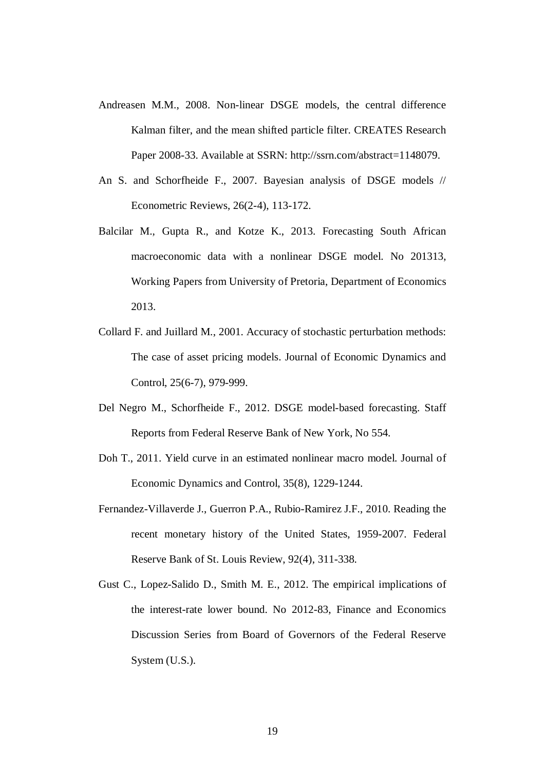Andreasen M.M., 2008. Non-linear DSGE models, the central difference Kalman filter, and the mean shifted particle filter. CREATES Research Paper 2008-33. Available at SSRN: http://ssrn.com/abstract=1148079.

An S. and Schorfheide F., 2007. Bayesian analysis of DSGE models // Econometric Reviews, 26(2-4), 113-172.

Balcilar M., Gupta R., and Kotze K., 2013. Forecasting South African macroeconomic data with a nonlinear DSGE model. No 201313, Working Papers from University of Pretoria, Department of Economics 2013.

Collard F. and Juillard M., 2001. Accuracy of stochastic perturbation methods: The case of asset pricing models. Journal of Economic Dynamics and Control, 25(6-7), 979-999.

Del Negro M., Schorfheide F., 2012. DSGE model-based forecasting. Staff Reports from Federal Reserve Bank of New York, No 554.

Doh T., 2011. Yield curve in an estimated nonlinear macro model. Journal of Economic Dynamics and Control, 35(8), 1229-1244.

Fernandez-Villaverde J., Guerron P.A., Rubio-Ramirez J.F., 2010. Reading the recent monetary history of the United States, 1959-2007. Federal Reserve Bank of St. Louis Review, 92(4), 311-338.

Gust C., Lopez-Salido D., Smith M. E., 2012. The empirical implications of the interest-rate lower bound. No 2012-83, Finance and Economics Discussion Series from Board of Governors of the Federal Reserve System (U.S.).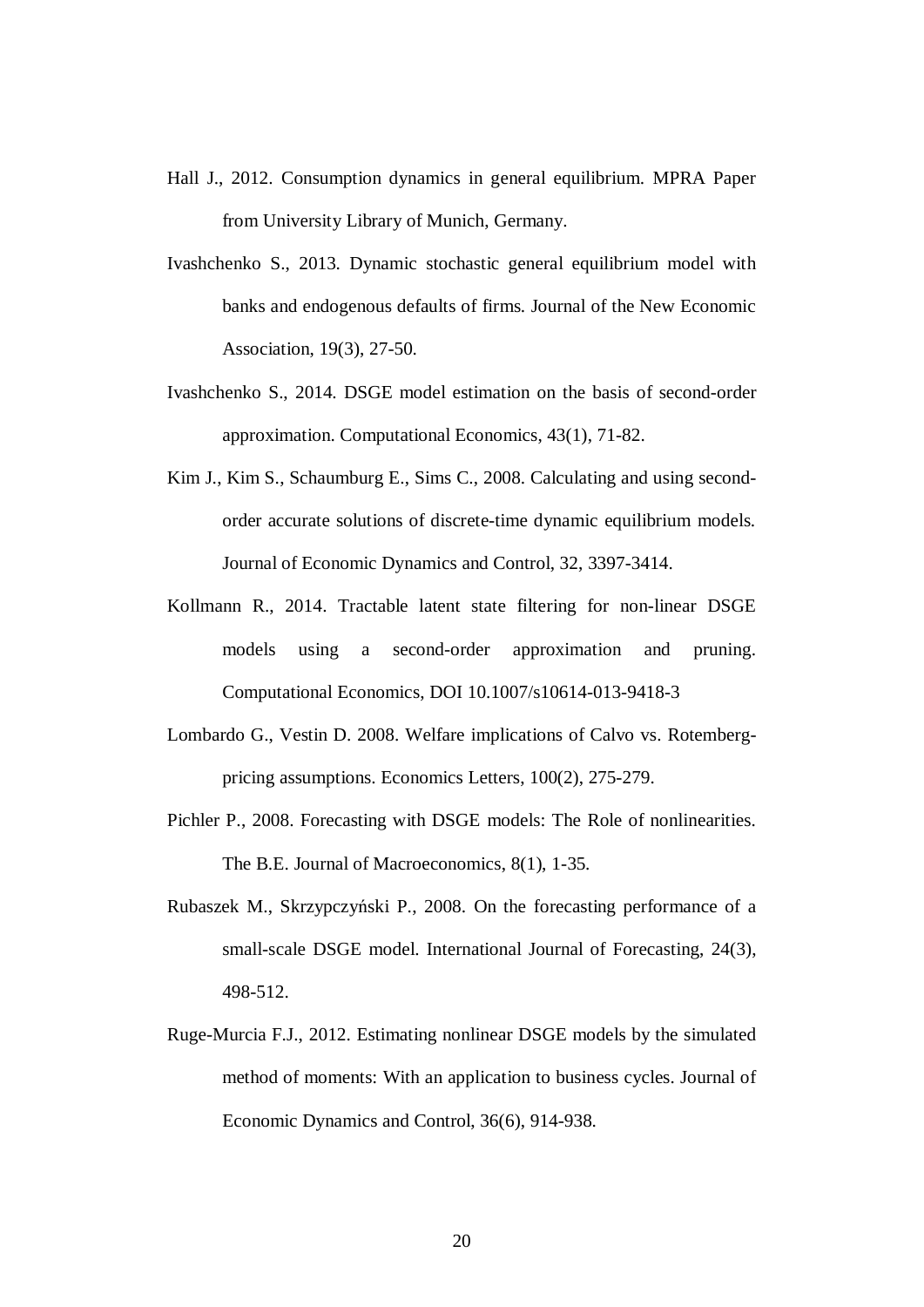Hall J., 2012. Consumption dynamics in general equilibrium. MPRA Paper from University Library of Munich, Germany.

Ivashchenko S., 2013. Dynamic stochastic general equilibrium model with banks and endogenous defaults of firms. Journal of the New Economic Association, 19(3), 27-50.

Ivashchenko S., 2014. DSGE model estimation on the basis of second-order approximation. Computational Economics, 43(1), 71-82.

Kim J., Kim S., Schaumburg E., Sims C., 2008. Calculating and using second-order accurate solutions of discrete-time dynamic equilibrium models. Journal of Economic Dynamics and Control, 32, 3397-3414.

Kollmann R., 2014. Tractable latent state filtering for non-linear DSGE models using a second-order approximation and pruning. Computational Economics, DOI 10.1007/s10614-013-9418-3

Lombardo G., Vestin D. 2008. Welfare implications of Calvo vs. Rotemberg-pricing assumptions. Economics Letters, 100(2), 275-279.

Pichler P., 2008. Forecasting with DSGE models: The Role of nonlinearities. The B.E. Journal of Macroeconomics, 8(1), 1-35.

Rubaszek M., Skrzypczyński P., 2008. On the forecasting performance of a small-scale DSGE model. International Journal of Forecasting, 24(3), 498-512.

Ruge-Murcia F.J., 2012. Estimating nonlinear DSGE models by the simulated method of moments: With an application to business cycles. Journal of Economic Dynamics and Control, 36(6), 914-938.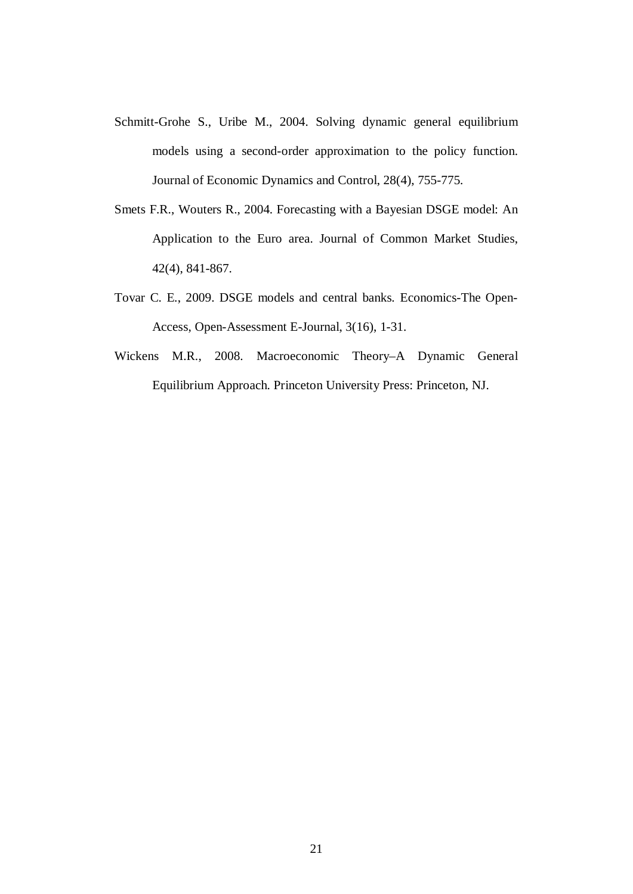Schmitt-Grohe S., Uribe M., 2004. Solving dynamic general equilibrium models using a second-order approximation to the policy function. Journal of Economic Dynamics and Control, 28(4), 755-775.

Smets F.R., Wouters R., 2004. Forecasting with a Bayesian DSGE model: An Application to the Euro area. Journal of Common Market Studies, 42(4), 841-867.

Tovar C. E., 2009. DSGE models and central banks. Economics-The Open-Access, Open-Assessment E-Journal, 3(16), 1-31.

Wickens M.R., 2008. Macroeconomic Theory–A Dynamic General Equilibrium Approach. Princeton University Press: Princeton, NJ.